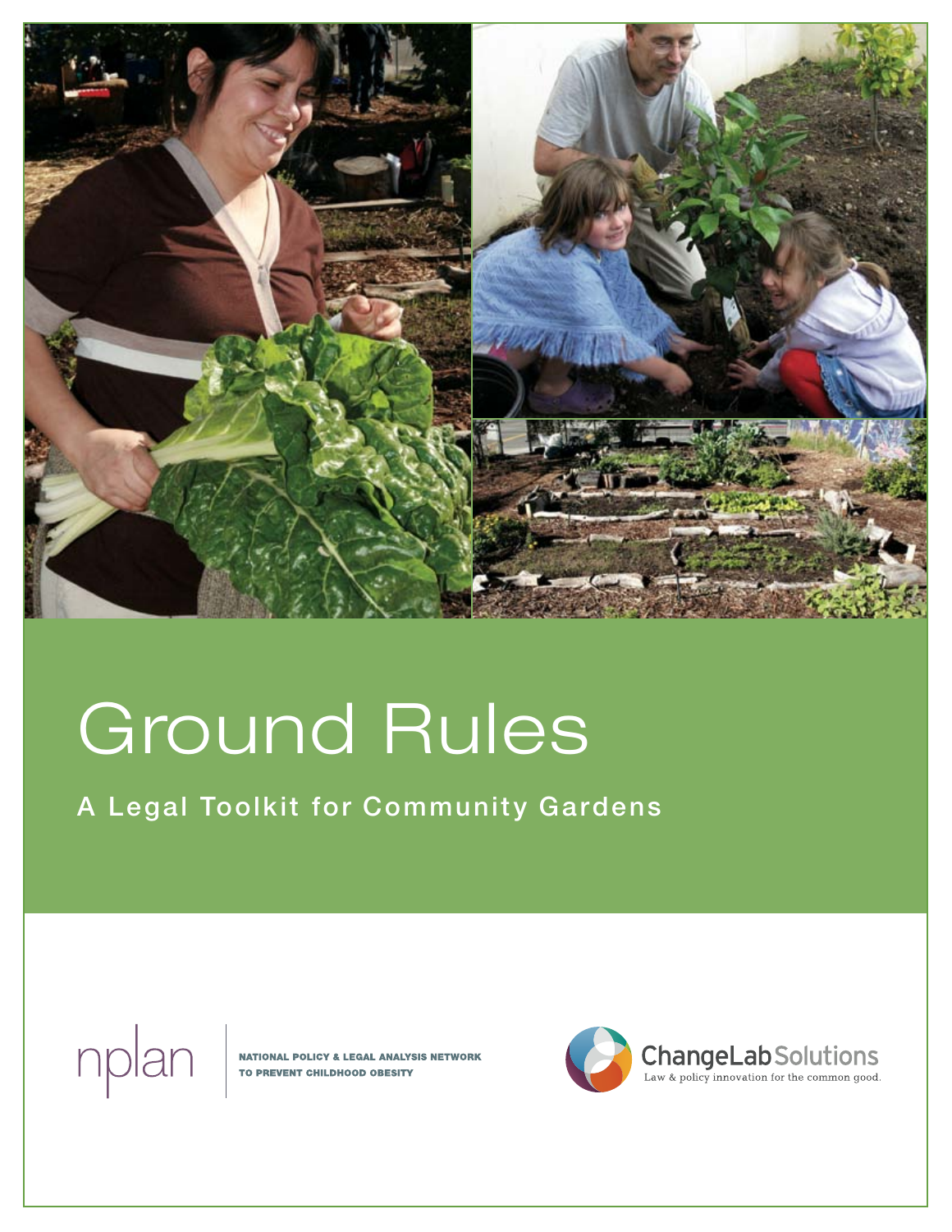# Ground Rules

## A Legal Toolkit for Community Gardens

nplan

NATIONAL POLICY & LEGAL ANALYSIS NETWORK TO PREVENT CHILDHOOD OBESITY

ChangeLab Solutions

Law & policy innovation for the common good.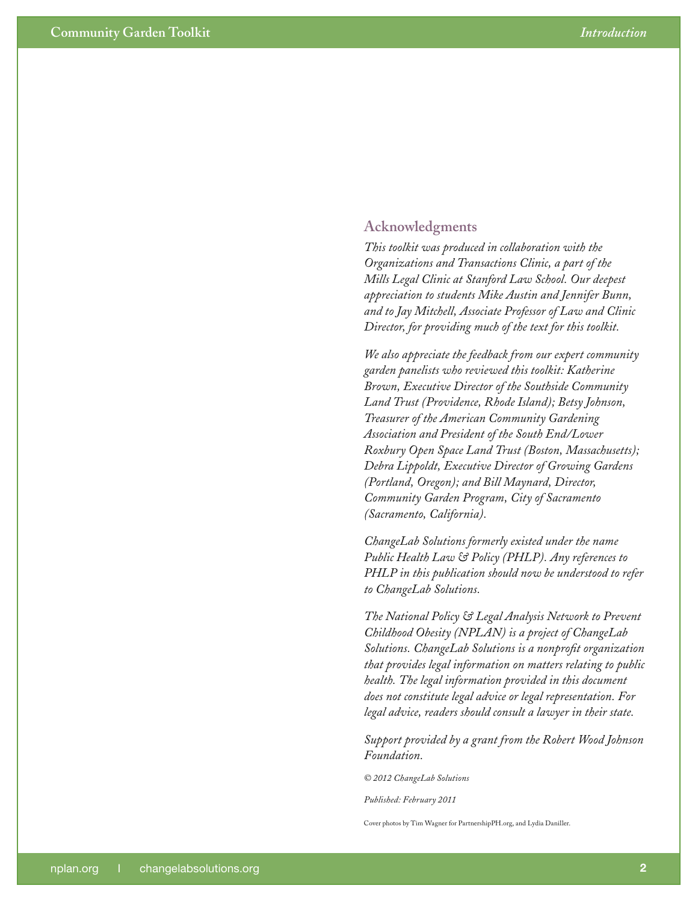## Acknowledgments

*This toolkit was produced in collaboration with the Organizations and Transactions Clinic, a part of the Mills Legal Clinic at Stanford Law School. Our deepest appreciation to students Mike Austin and Jennifer Bunn, and to Jay Mitchell, Associate Professor of Law and Clinic Director, for providing much of the text for this toolkit.*

*We also appreciate the feedback from our expert community garden panelists who reviewed this toolkit: Katherine Brown, Executive Director of the Southside Community Land Trust (Providence, Rhode Island); Betsy Johnson, Treasurer of the American Community Gardening Association and President of the South End/Lower Roxbury Open Space Land Trust (Boston, Massachusetts); Debra Lippoldt, Executive Director of Growing Gardens (Portland, Oregon); and Bill Maynard, Director, Community Garden Program, City of Sacramento (Sacramento, California).*

*ChangeLab Solutions formerly existed under the name Public Health Law & Policy (PHLP). Any references to PHLP in this publication should now be understood to refer to ChangeLab Solutions.*

*The National Policy & Legal Analysis Network to Prevent Childhood Obesity (NPLAN) is a project of ChangeLab Solutions. ChangeLab Solutions is a nonprofit organization that provides legal information on matters relating to public health. The legal information provided in this document does not constitute legal advice or legal representation. For legal advice, readers should consult a lawyer in their state.*

*Support provided by a grant from the Robert Wood Johnson Foundation.*

*© 2012 ChangeLab Solutions*

*Published: February 2011*

Cover photos by Tim Wagner for PartnershipPH.org, and Lydia Daniller.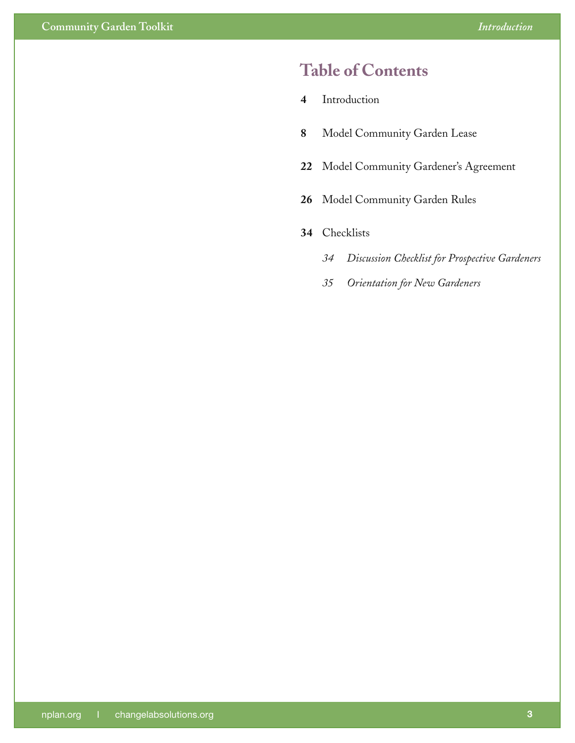# Table of Contents

**4** Introduction

**8** Model Community Garden Lease

**22** Model Community Gardener's Agreement

**26** Model Community Garden Rules

**34** Checklists

- *34 Discussion Checklist for Prospective Gardeners*
- *35 Orientation for New Gardeners*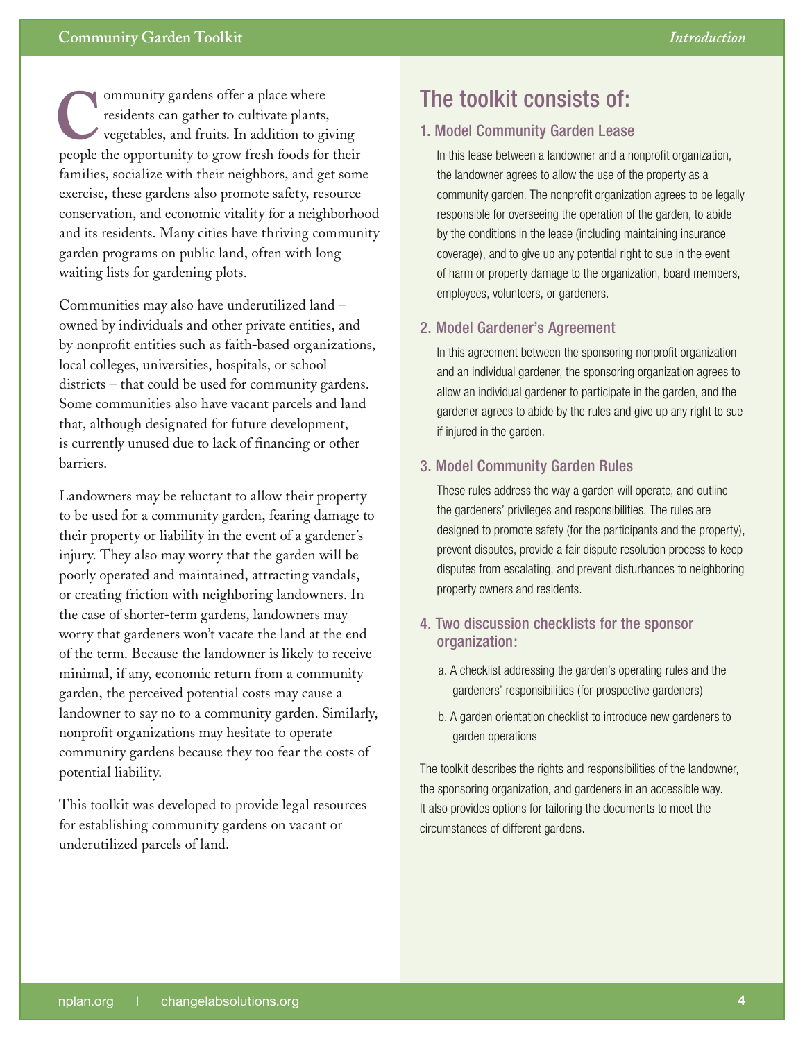Community gardens offer a place where residents can gather to cultivate plants, vegetables, and fruits. In addition to giving people the opportunity to grow fresh foods for their families, socialize with their neighbors, and get some exercise, these gardens also promote safety, resource conservation, and economic vitality for a neighborhood and its residents. Many cities have thriving community garden programs on public land, often with long waiting lists for gardening plots.

Communities may also have underutilized land – owned by individuals and other private entities, and by nonprofit entities such as faith-based organizations, local colleges, universities, hospitals, or school districts – that could be used for community gardens. Some communities also have vacant parcels and land that, although designated for future development, is currently unused due to lack of financing or other barriers.

Landowners may be reluctant to allow their property to be used for a community garden, fearing damage to their property or liability in the event of a gardener's injury. They also may worry that the garden will be poorly operated and maintained, attracting vandals, or creating friction with neighboring landowners. In the case of shorter-term gardens, landowners may worry that gardeners won't vacate the land at the end of the term. Because the landowner is likely to receive minimal, if any, economic return from a community garden, the perceived potential costs may cause a landowner to say no to a community garden. Similarly, nonprofit organizations may hesitate to operate community gardens because they too fear the costs of potential liability.

This toolkit was developed to provide legal resources for establishing community gardens on vacant or underutilized parcels of land.

## The toolkit consists of:

### 1. Model Community Garden Lease

In this lease between a landowner and a nonprofit organization, the landowner agrees to allow the use of the property as a community garden. The nonprofit organization agrees to be legally responsible for overseeing the operation of the garden, to abide by the conditions in the lease (including maintaining insurance coverage), and to give up any potential right to sue in the event of harm or property damage to the organization, board members, employees, volunteers, or gardeners.

### 2. Model Gardener's Agreement

In this agreement between the sponsoring nonprofit organization and an individual gardener, the sponsoring organization agrees to allow an individual gardener to participate in the garden, and the gardener agrees to abide by the rules and give up any right to sue if injured in the garden.

### 3. Model Community Garden Rules

These rules address the way a garden will operate, and outline the gardeners' privileges and responsibilities. The rules are designed to promote safety (for the participants and the property), prevent disputes, provide a fair dispute resolution process to keep disputes from escalating, and prevent disturbances to neighboring property owners and residents.

### 4. Two discussion checklists for the sponsor organization:

a. A checklist addressing the garden's operating rules and the gardeners' responsibilities (for prospective gardeners)

b. A garden orientation checklist to introduce new gardeners to garden operations

The toolkit describes the rights and responsibilities of the landowner, the sponsoring organization, and gardeners in an accessible way. It also provides options for tailoring the documents to meet the circumstances of different gardens.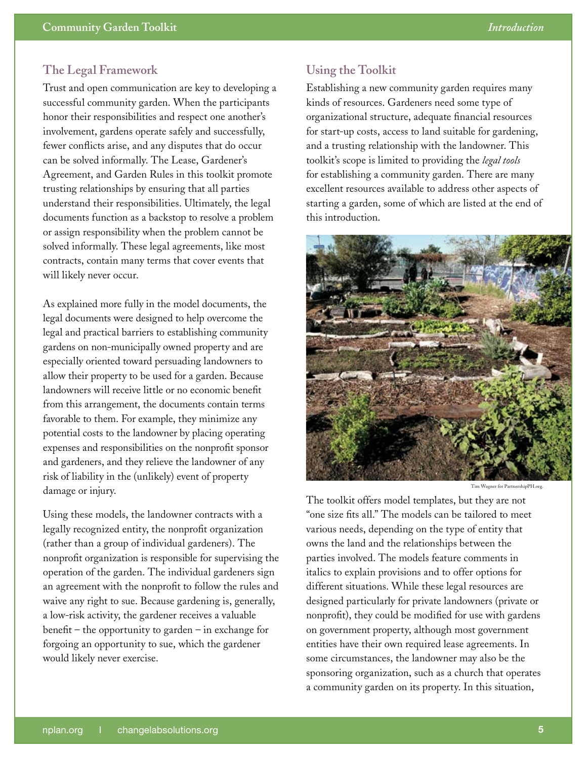## The Legal Framework

Trust and open communication are key to developing a successful community garden. When the participants honor their responsibilities and respect one another's involvement, gardens operate safely and successfully, fewer conflicts arise, and any disputes that do occur can be solved informally. The Lease, Gardener's Agreement, and Garden Rules in this toolkit promote trusting relationships by ensuring that all parties understand their responsibilities. Ultimately, the legal documents function as a backstop to resolve a problem or assign responsibility when the problem cannot be solved informally. These legal agreements, like most contracts, contain many terms that cover events that will likely never occur.

As explained more fully in the model documents, the legal documents were designed to help overcome the legal and practical barriers to establishing community gardens on non-municipally owned property and are especially oriented toward persuading landowners to allow their property to be used for a garden. Because landowners will receive little or no economic benefit from this arrangement, the documents contain terms favorable to them. For example, they minimize any potential costs to the landowner by placing operating expenses and responsibilities on the nonprofit sponsor and gardeners, and they relieve the landowner of any risk of liability in the (unlikely) event of property damage or injury.

Using these models, the landowner contracts with a legally recognized entity, the nonprofit organization (rather than a group of individual gardeners). The nonprofit organization is responsible for supervising the operation of the garden. The individual gardeners sign an agreement with the nonprofit to follow the rules and waive any right to sue. Because gardening is, generally, a low-risk activity, the gardener receives a valuable benefit – the opportunity to garden – in exchange for forgoing an opportunity to sue, which the gardener would likely never exercise.

## Using the Toolkit

Establishing a new community garden requires many kinds of resources. Gardeners need some type of organizational structure, adequate financial resources for start-up costs, access to land suitable for gardening, and a trusting relationship with the landowner. This toolkit's scope is limited to providing the *legal tools* for establishing a community garden. There are many excellent resources available to address other aspects of starting a garden, some of which are listed at the end of this introduction.

Tim Wagner for PartnershipPH.org.

The toolkit offers model templates, but they are not "one size fits all." The models can be tailored to meet various needs, depending on the type of entity that owns the land and the relationships between the parties involved. The models feature comments in italics to explain provisions and to offer options for different situations. While these legal resources are designed particularly for private landowners (private or nonprofit), they could be modified for use with gardens on government property, although most government entities have their own required lease agreements. In some circumstances, the landowner may also be the sponsoring organization, such as a church that operates a community garden on its property. In this situation,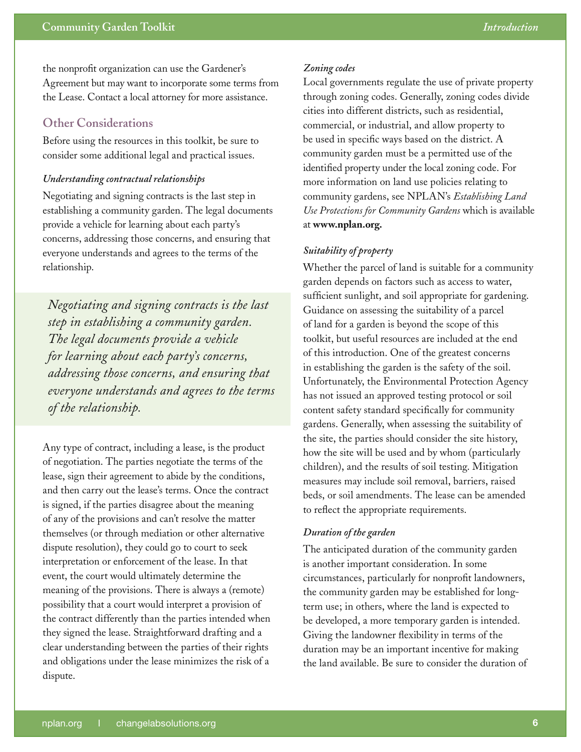the nonprofit organization can use the Gardener's Agreement but may want to incorporate some terms from the Lease. Contact a local attorney for more assistance.

## Other Considerations

Before using the resources in this toolkit, be sure to consider some additional legal and practical issues.

#### *Understanding contractual relationships*

Negotiating and signing contracts is the last step in establishing a community garden. The legal documents provide a vehicle for learning about each party's concerns, addressing those concerns, and ensuring that everyone understands and agrees to the terms of the relationship.

> *Negotiating and signing contracts is the last step in establishing a community garden. The legal documents provide a vehicle for learning about each party's concerns, addressing those concerns, and ensuring that everyone understands and agrees to the terms of the relationship.*

Any type of contract, including a lease, is the product of negotiation. The parties negotiate the terms of the lease, sign their agreement to abide by the conditions, and then carry out the lease's terms. Once the contract is signed, if the parties disagree about the meaning of any of the provisions and can't resolve the matter themselves (or through mediation or other alternative dispute resolution), they could go to court to seek interpretation or enforcement of the lease. In that event, the court would ultimately determine the meaning of the provisions. There is always a (remote) possibility that a court would interpret a provision of the contract differently than the parties intended when they signed the lease. Straightforward drafting and a clear understanding between the parties of their rights and obligations under the lease minimizes the risk of a dispute.

#### *Zoning codes*

Local governments regulate the use of private property through zoning codes. Generally, zoning codes divide cities into different districts, such as residential, commercial, or industrial, and allow property to be used in specific ways based on the district. A community garden must be a permitted use of the identified property under the local zoning code. For more information on land use policies relating to community gardens, see NPLAN's *Establishing Land Use Protections for Community Gardens* which is available at **www.nplan.org.**

#### *Suitability of property*

Whether the parcel of land is suitable for a community garden depends on factors such as access to water, sufficient sunlight, and soil appropriate for gardening. Guidance on assessing the suitability of a parcel of land for a garden is beyond the scope of this toolkit, but useful resources are included at the end of this introduction. One of the greatest concerns in establishing the garden is the safety of the soil. Unfortunately, the Environmental Protection Agency has not issued an approved testing protocol or soil content safety standard specifically for community gardens. Generally, when assessing the suitability of the site, the parties should consider the site history, how the site will be used and by whom (particularly children), and the results of soil testing. Mitigation measures may include soil removal, barriers, raised beds, or soil amendments. The lease can be amended to reflect the appropriate requirements.

#### *Duration of the garden*

The anticipated duration of the community garden is another important consideration. In some circumstances, particularly for nonprofit landowners, the community garden may be established for long-term use; in others, where the land is expected to be developed, a more temporary garden is intended. Giving the landowner flexibility in terms of the duration may be an important incentive for making the land available. Be sure to consider the duration of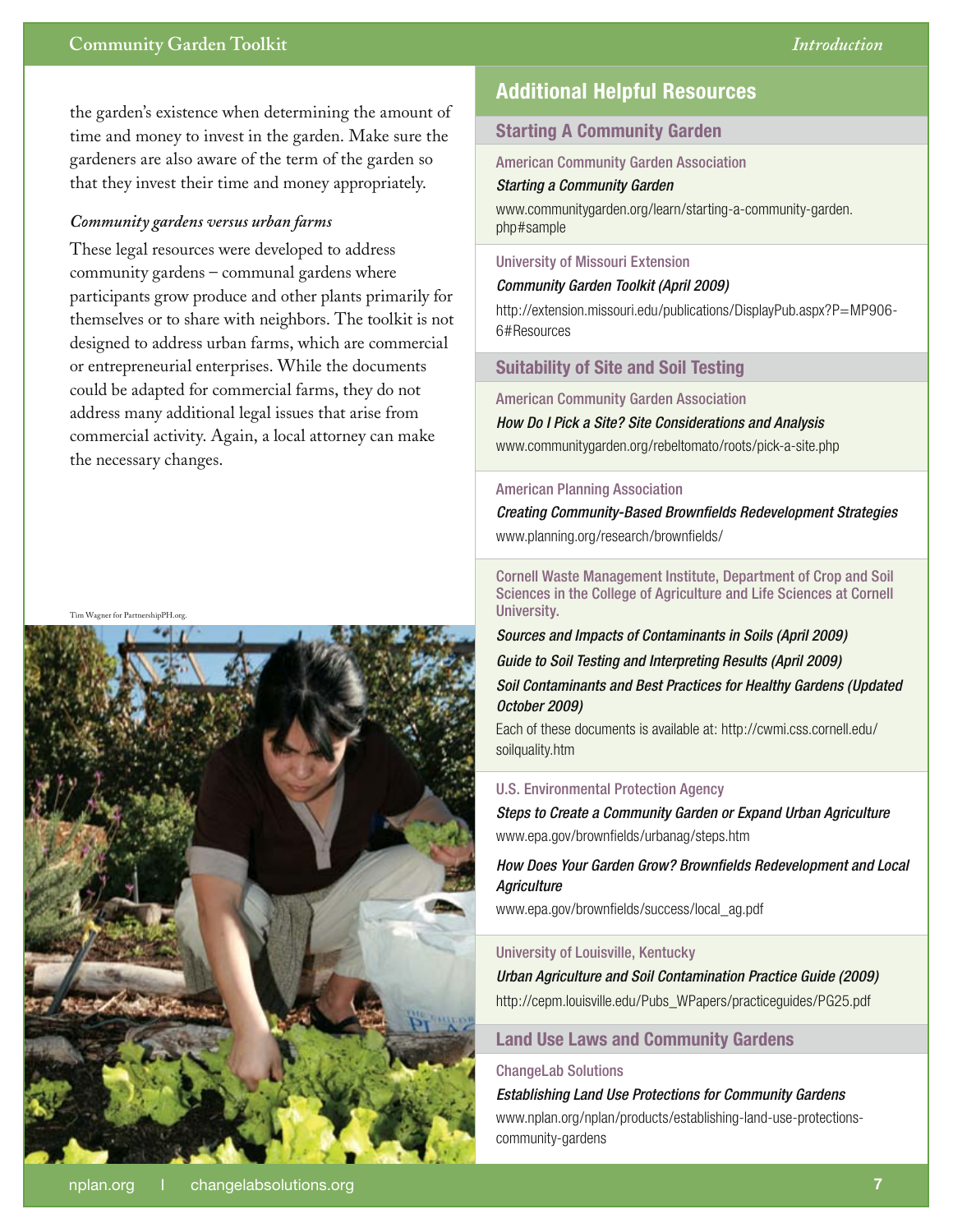the garden's existence when determining the amount of time and money to invest in the garden. Make sure the gardeners are also aware of the term of the garden so that they invest their time and money appropriately.

*Community gardens versus urban farms*

These legal resources were developed to address community gardens – communal gardens where participants grow produce and other plants primarily for themselves or to share with neighbors. The toolkit is not designed to address urban farms, which are commercial or entrepreneurial enterprises. While the documents could be adapted for commercial farms, they do not address many additional legal issues that arise from commercial activity. Again, a local attorney can make the necessary changes.

Tim Wagner for PartnershipPH.org.

## Additional Helpful Resources

### Starting A Community Garden

American Community Garden Association

*Starting a Community Garden*

www.communitygarden.org/learn/starting-a-community-garden.php#sample

University of Missouri Extension

*Community Garden Toolkit (April 2009)*

http://extension.missouri.edu/publications/DisplayPub.aspx?P=MP906-6#Resources

### Suitability of Site and Soil Testing

American Community Garden Association

*How Do I Pick a Site? Site Considerations and Analysis*

www.communitygarden.org/rebeltomato/roots/pick-a-site.php

American Planning Association

*Creating Community-Based Brownfields Redevelopment Strategies*

www.planning.org/research/brownfields/

Cornell Waste Management Institute, Department of Crop and Soil Sciences in the College of Agriculture and Life Sciences at Cornell University.

*Sources and Impacts of Contaminants in Soils (April 2009)*

*Guide to Soil Testing and Interpreting Results (April 2009)*

*Soil Contaminants and Best Practices for Healthy Gardens (Updated October 2009)*

Each of these documents is available at: http://cwmi.css.cornell.edu/soilquality.htm

U.S. Environmental Protection Agency

*Steps to Create a Community Garden or Expand Urban Agriculture*

www.epa.gov/brownfields/urbanag/steps.htm

*How Does Your Garden Grow? Brownfields Redevelopment and Local Agriculture*

www.epa.gov/brownfields/success/local_ag.pdf

University of Louisville, Kentucky

*Urban Agriculture and Soil Contamination Practice Guide (2009)*

http://cepm.louisville.edu/Pubs_WPapers/practiceguides/PG25.pdf

### Land Use Laws and Community Gardens

ChangeLab Solutions

*Establishing Land Use Protections for Community Gardens*

www.nplan.org/nplan/products/establishing-land-use-protections-community-gardens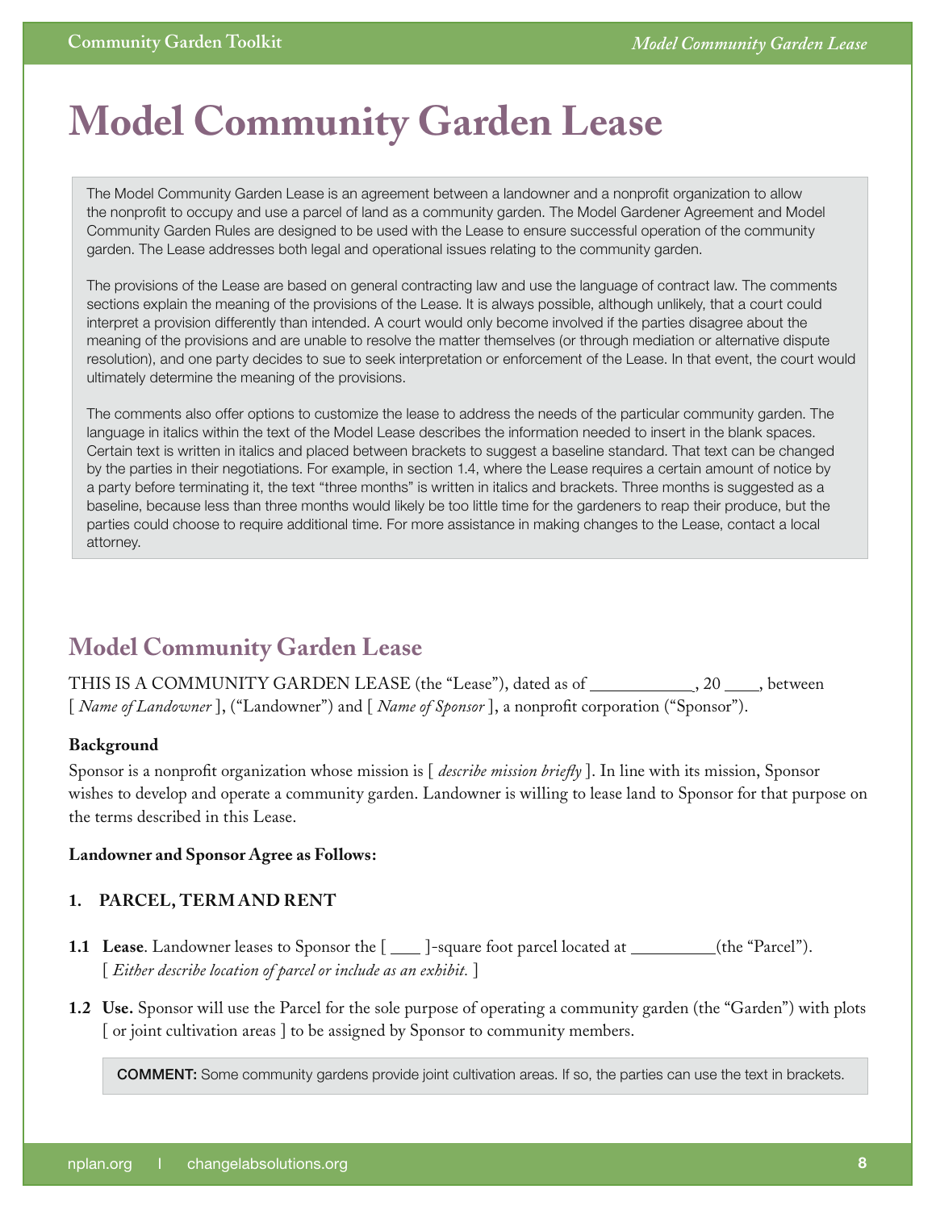# Model Community Garden Lease

The Model Community Garden Lease is an agreement between a landowner and a nonprofit organization to allow the nonprofit to occupy and use a parcel of land as a community garden. The Model Gardener Agreement and Model Community Garden Rules are designed to be used with the Lease to ensure successful operation of the community garden. The Lease addresses both legal and operational issues relating to the community garden.

The provisions of the Lease are based on general contracting law and use the language of contract law. The comments sections explain the meaning of the provisions of the Lease. It is always possible, although unlikely, that a court could interpret a provision differently than intended. A court would only become involved if the parties disagree about the meaning of the provisions and are unable to resolve the matter themselves (or through mediation or alternative dispute resolution), and one party decides to sue to seek interpretation or enforcement of the Lease. In that event, the court would ultimately determine the meaning of the provisions.

The comments also offer options to customize the lease to address the needs of the particular community garden. The language in italics within the text of the Model Lease describes the information needed to insert in the blank spaces. Certain text is written in italics and placed between brackets to suggest a baseline standard. That text can be changed by the parties in their negotiations. For example, in section 1.4, where the Lease requires a certain amount of notice by a party before terminating it, the text "three months" is written in italics and brackets. Three months is suggested as a baseline, because less than three months would likely be too little time for the gardeners to reap their produce, but the parties could choose to require additional time. For more assistance in making changes to the Lease, contact a local attorney.

## Model Community Garden Lease

THIS IS A COMMUNITY GARDEN LEASE (the "Lease"), dated as of ____________, 20 ____, between [ *Name of Landowner* ], ("Landowner") and [ *Name of Sponsor* ], a nonprofit corporation ("Sponsor").

**Background**

Sponsor is a nonprofit organization whose mission is [ *describe mission briefly* ]. In line with its mission, Sponsor wishes to develop and operate a community garden. Landowner is willing to lease land to Sponsor for that purpose on the terms described in this Lease.

**Landowner and Sponsor Agree as Follows:**

### 1. PARCEL, TERM AND RENT

**1.1 Lease**. Landowner leases to Sponsor the [ ____ ]-square foot parcel located at __________(the "Parcel"). [ *Either describe location of parcel or include as an exhibit.* ]

**1.2 Use.** Sponsor will use the Parcel for the sole purpose of operating a community garden (the "Garden") with plots [ or joint cultivation areas ] to be assigned by Sponsor to community members.

> **COMMENT:** Some community gardens provide joint cultivation areas. If so, the parties can use the text in brackets.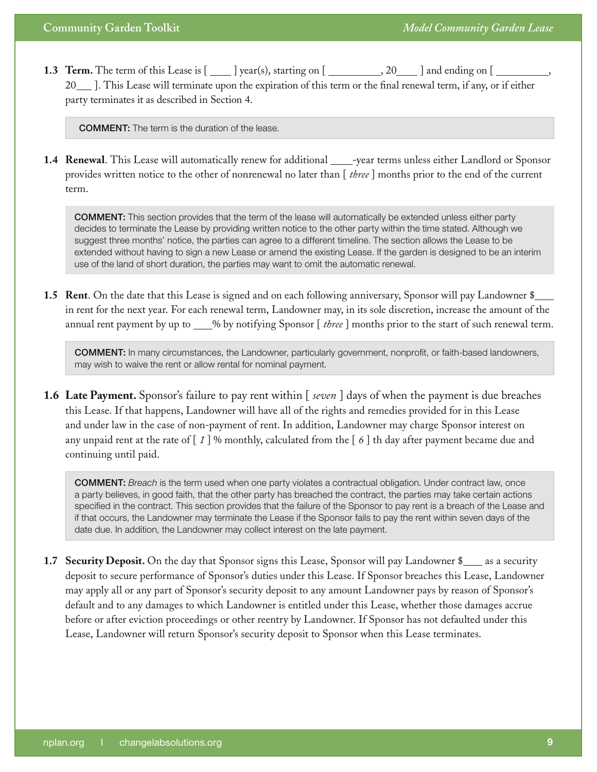**1.3 Term.** The term of this Lease is [ ____ ] year(s), starting on [ __________, 20____ ] and ending on [ __________, 20___ ]. This Lease will terminate upon the expiration of this term or the final renewal term, if any, or if either party terminates it as described in Section 4.

> **COMMENT:** The term is the duration of the lease.

**1.4 Renewal**. This Lease will automatically renew for additional ____-year terms unless either Landlord or Sponsor provides written notice to the other of nonrenewal no later than [ *three* ] months prior to the end of the current term.

> **COMMENT:** This section provides that the term of the lease will automatically be extended unless either party decides to terminate the Lease by providing written notice to the other party within the time stated. Although we suggest three months' notice, the parties can agree to a different timeline. The section allows the Lease to be extended without having to sign a new Lease or amend the existing Lease. If the garden is designed to be an interim use of the land of short duration, the parties may want to omit the automatic renewal.

**1.5 Rent**. On the date that this Lease is signed and on each following anniversary, Sponsor will pay Landowner $____ in rent for the next year. For each renewal term, Landowner may, in its sole discretion, increase the amount of the annual rent payment by up to ____% by notifying Sponsor [ *three* ] months prior to the start of such renewal term.

> **COMMENT:** In many circumstances, the Landowner, particularly government, nonprofit, or faith-based landowners, may wish to waive the rent or allow rental for nominal payment.

**1.6 Late Payment.** Sponsor's failure to pay rent within [ *seven* ] days of when the payment is due breaches this Lease. If that happens, Landowner will have all of the rights and remedies provided for in this Lease and under law in the case of non-payment of rent. In addition, Landowner may charge Sponsor interest on any unpaid rent at the rate of [ *1* ] % monthly, calculated from the [ *6* ] th day after payment became due and continuing until paid.

> **COMMENT:** *Breach* is the term used when one party violates a contractual obligation. Under contract law, once a party believes, in good faith, that the other party has breached the contract, the parties may take certain actions specified in the contract. This section provides that the failure of the Sponsor to pay rent is a breach of the Lease and if that occurs, the Landowner may terminate the Lease if the Sponsor fails to pay the rent within seven days of the date due. In addition, the Landowner may collect interest on the late payment.

**1.7 Security Deposit.** On the day that Sponsor signs this Lease, Sponsor will pay Landowner $____ as a security deposit to secure performance of Sponsor's duties under this Lease. If Sponsor breaches this Lease, Landowner may apply all or any part of Sponsor's security deposit to any amount Landowner pays by reason of Sponsor's default and to any damages to which Landowner is entitled under this Lease, whether those damages accrue before or after eviction proceedings or other reentry by Landowner. If Sponsor has not defaulted under this Lease, Landowner will return Sponsor's security deposit to Sponsor when this Lease terminates.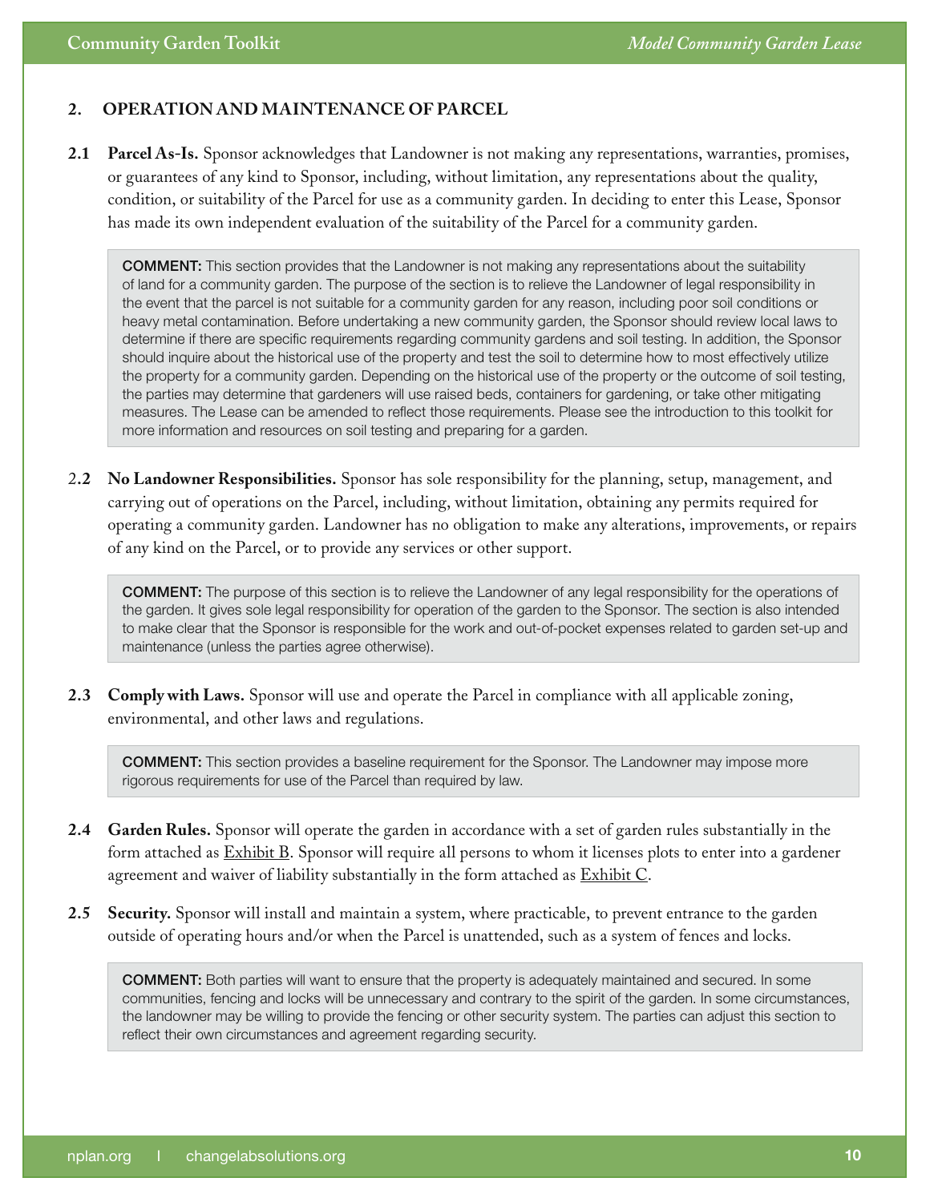## 2. OPERATION AND MAINTENANCE OF PARCEL

**2.1 Parcel As-Is.** Sponsor acknowledges that Landowner is not making any representations, warranties, promises, or guarantees of any kind to Sponsor, including, without limitation, any representations about the quality, condition, or suitability of the Parcel for use as a community garden. In deciding to enter this Lease, Sponsor has made its own independent evaluation of the suitability of the Parcel for a community garden.

> **COMMENT:** This section provides that the Landowner is not making any representations about the suitability of land for a community garden. The purpose of the section is to relieve the Landowner of legal responsibility in the event that the parcel is not suitable for a community garden for any reason, including poor soil conditions or heavy metal contamination. Before undertaking a new community garden, the Sponsor should review local laws to determine if there are specific requirements regarding community gardens and soil testing. In addition, the Sponsor should inquire about the historical use of the property and test the soil to determine how to most effectively utilize the property for a community garden. Depending on the historical use of the property or the outcome of soil testing, the parties may determine that gardeners will use raised beds, containers for gardening, or take other mitigating measures. The Lease can be amended to reflect those requirements. Please see the introduction to this toolkit for more information and resources on soil testing and preparing for a garden.

**2.2 No Landowner Responsibilities.** Sponsor has sole responsibility for the planning, setup, management, and carrying out of operations on the Parcel, including, without limitation, obtaining any permits required for operating a community garden. Landowner has no obligation to make any alterations, improvements, or repairs of any kind on the Parcel, or to provide any services or other support.

> **COMMENT:** The purpose of this section is to relieve the Landowner of any legal responsibility for the operations of the garden. It gives sole legal responsibility for operation of the garden to the Sponsor. The section is also intended to make clear that the Sponsor is responsible for the work and out-of-pocket expenses related to garden set-up and maintenance (unless the parties agree otherwise).

**2.3 Comply with Laws.** Sponsor will use and operate the Parcel in compliance with all applicable zoning, environmental, and other laws and regulations.

> **COMMENT:** This section provides a baseline requirement for the Sponsor. The Landowner may impose more rigorous requirements for use of the Parcel than required by law.

**2.4 Garden Rules.** Sponsor will operate the garden in accordance with a set of garden rules substantially in the form attached as Exhibit B. Sponsor will require all persons to whom it licenses plots to enter into a gardener agreement and waiver of liability substantially in the form attached as Exhibit C.

**2.5 Security.** Sponsor will install and maintain a system, where practicable, to prevent entrance to the garden outside of operating hours and/or when the Parcel is unattended, such as a system of fences and locks.

> **COMMENT:** Both parties will want to ensure that the property is adequately maintained and secured. In some communities, fencing and locks will be unnecessary and contrary to the spirit of the garden. In some circumstances, the landowner may be willing to provide the fencing or other security system. The parties can adjust this section to reflect their own circumstances and agreement regarding security.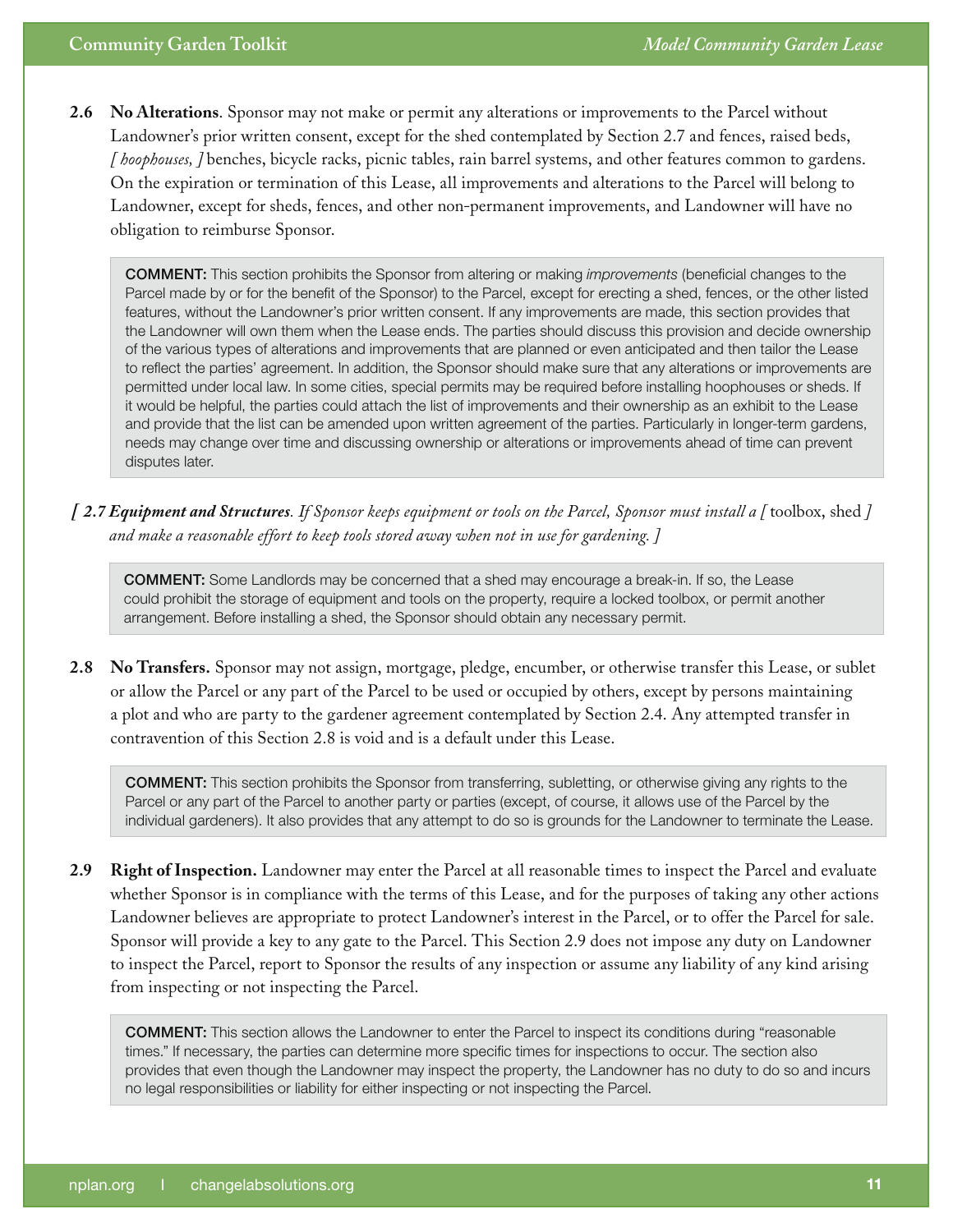**2.6 No Alterations**. Sponsor may not make or permit any alterations or improvements to the Parcel without Landowner's prior written consent, except for the shed contemplated by Section 2.7 and fences, raised beds, *[ hoophouses, ]* benches, bicycle racks, picnic tables, rain barrel systems, and other features common to gardens. On the expiration or termination of this Lease, all improvements and alterations to the Parcel will belong to Landowner, except for sheds, fences, and other non-permanent improvements, and Landowner will have no obligation to reimburse Sponsor.

> **COMMENT:** This section prohibits the Sponsor from altering or making *improvements* (beneficial changes to the Parcel made by or for the benefit of the Sponsor) to the Parcel, except for erecting a shed, fences, or the other listed features, without the Landowner's prior written consent. If any improvements are made, this section provides that the Landowner will own them when the Lease ends. The parties should discuss this provision and decide ownership of the various types of alterations and improvements that are planned or even anticipated and then tailor the Lease to reflect the parties' agreement. In addition, the Sponsor should make sure that any alterations or improvements are permitted under local law. In some cities, special permits may be required before installing hoophouses or sheds. If it would be helpful, the parties could attach the list of improvements and their ownership as an exhibit to the Lease and provide that the list can be amended upon written agreement of the parties. Particularly in longer-term gardens, needs may change over time and discussing ownership or alterations or improvements ahead of time can prevent disputes later.

*[ **2.7 Equipment and Structures**. If Sponsor keeps equipment or tools on the Parcel, Sponsor must install a [* toolbox, shed *] and make a reasonable effort to keep tools stored away when not in use for gardening. ]*

> **COMMENT:** Some Landlords may be concerned that a shed may encourage a break-in. If so, the Lease could prohibit the storage of equipment and tools on the property, require a locked toolbox, or permit another arrangement. Before installing a shed, the Sponsor should obtain any necessary permit.

**2.8 No Transfers.** Sponsor may not assign, mortgage, pledge, encumber, or otherwise transfer this Lease, or sublet or allow the Parcel or any part of the Parcel to be used or occupied by others, except by persons maintaining a plot and who are party to the gardener agreement contemplated by Section 2.4. Any attempted transfer in contravention of this Section 2.8 is void and is a default under this Lease.

> **COMMENT:** This section prohibits the Sponsor from transferring, subletting, or otherwise giving any rights to the Parcel or any part of the Parcel to another party or parties (except, of course, it allows use of the Parcel by the individual gardeners). It also provides that any attempt to do so is grounds for the Landowner to terminate the Lease.

**2.9 Right of Inspection.** Landowner may enter the Parcel at all reasonable times to inspect the Parcel and evaluate whether Sponsor is in compliance with the terms of this Lease, and for the purposes of taking any other actions Landowner believes are appropriate to protect Landowner's interest in the Parcel, or to offer the Parcel for sale. Sponsor will provide a key to any gate to the Parcel. This Section 2.9 does not impose any duty on Landowner to inspect the Parcel, report to Sponsor the results of any inspection or assume any liability of any kind arising from inspecting or not inspecting the Parcel.

> **COMMENT:** This section allows the Landowner to enter the Parcel to inspect its conditions during "reasonable times." If necessary, the parties can determine more specific times for inspections to occur. The section also provides that even though the Landowner may inspect the property, the Landowner has no duty to do so and incurs no legal responsibilities or liability for either inspecting or not inspecting the Parcel.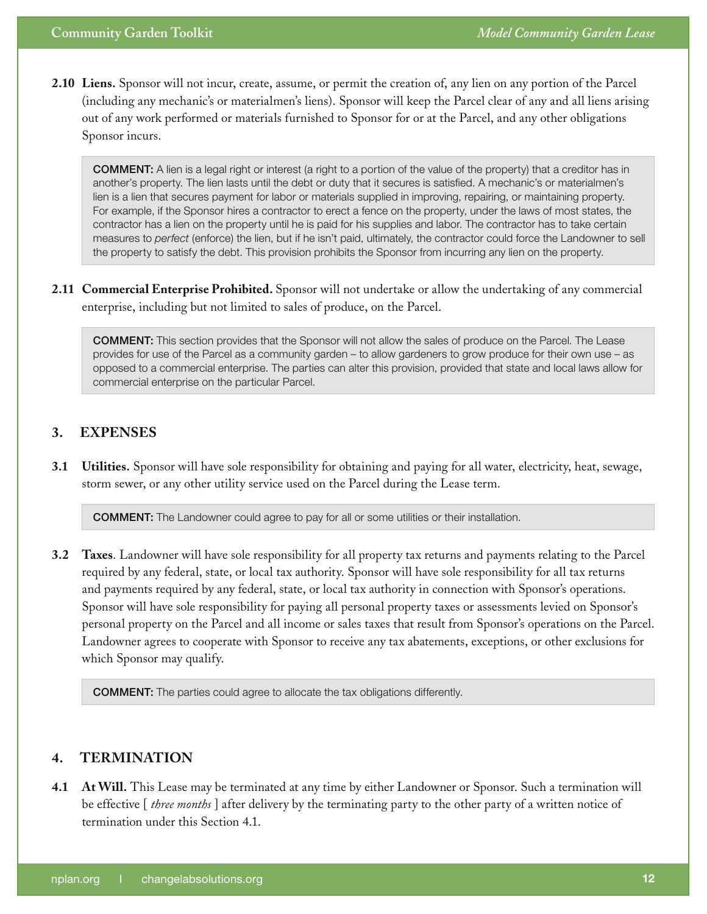**2.10 Liens.** Sponsor will not incur, create, assume, or permit the creation of, any lien on any portion of the Parcel (including any mechanic's or materialmen's liens). Sponsor will keep the Parcel clear of any and all liens arising out of any work performed or materials furnished to Sponsor for or at the Parcel, and any other obligations Sponsor incurs.

> **COMMENT:** A lien is a legal right or interest (a right to a portion of the value of the property) that a creditor has in another's property. The lien lasts until the debt or duty that it secures is satisfied. A mechanic's or materialmen's lien is a lien that secures payment for labor or materials supplied in improving, repairing, or maintaining property. For example, if the Sponsor hires a contractor to erect a fence on the property, under the laws of most states, the contractor has a lien on the property until he is paid for his supplies and labor. The contractor has to take certain measures to *perfect* (enforce) the lien, but if he isn't paid, ultimately, the contractor could force the Landowner to sell the property to satisfy the debt. This provision prohibits the Sponsor from incurring any lien on the property.

**2.11 Commercial Enterprise Prohibited.** Sponsor will not undertake or allow the undertaking of any commercial enterprise, including but not limited to sales of produce, on the Parcel.

> **COMMENT:** This section provides that the Sponsor will not allow the sales of produce on the Parcel. The Lease provides for use of the Parcel as a community garden – to allow gardeners to grow produce for their own use – as opposed to a commercial enterprise. The parties can alter this provision, provided that state and local laws allow for commercial enterprise on the particular Parcel.

## 3. EXPENSES

**3.1 Utilities.** Sponsor will have sole responsibility for obtaining and paying for all water, electricity, heat, sewage, storm sewer, or any other utility service used on the Parcel during the Lease term.

> **COMMENT:** The Landowner could agree to pay for all or some utilities or their installation.

**3.2 Taxes**. Landowner will have sole responsibility for all property tax returns and payments relating to the Parcel required by any federal, state, or local tax authority. Sponsor will have sole responsibility for all tax returns and payments required by any federal, state, or local tax authority in connection with Sponsor's operations. Sponsor will have sole responsibility for paying all personal property taxes or assessments levied on Sponsor's personal property on the Parcel and all income or sales taxes that result from Sponsor's operations on the Parcel. Landowner agrees to cooperate with Sponsor to receive any tax abatements, exceptions, or other exclusions for which Sponsor may qualify.

> **COMMENT:** The parties could agree to allocate the tax obligations differently.

## 4. TERMINATION

**4.1 At Will.** This Lease may be terminated at any time by either Landowner or Sponsor. Such a termination will be effective [ *three months* ] after delivery by the terminating party to the other party of a written notice of termination under this Section 4.1.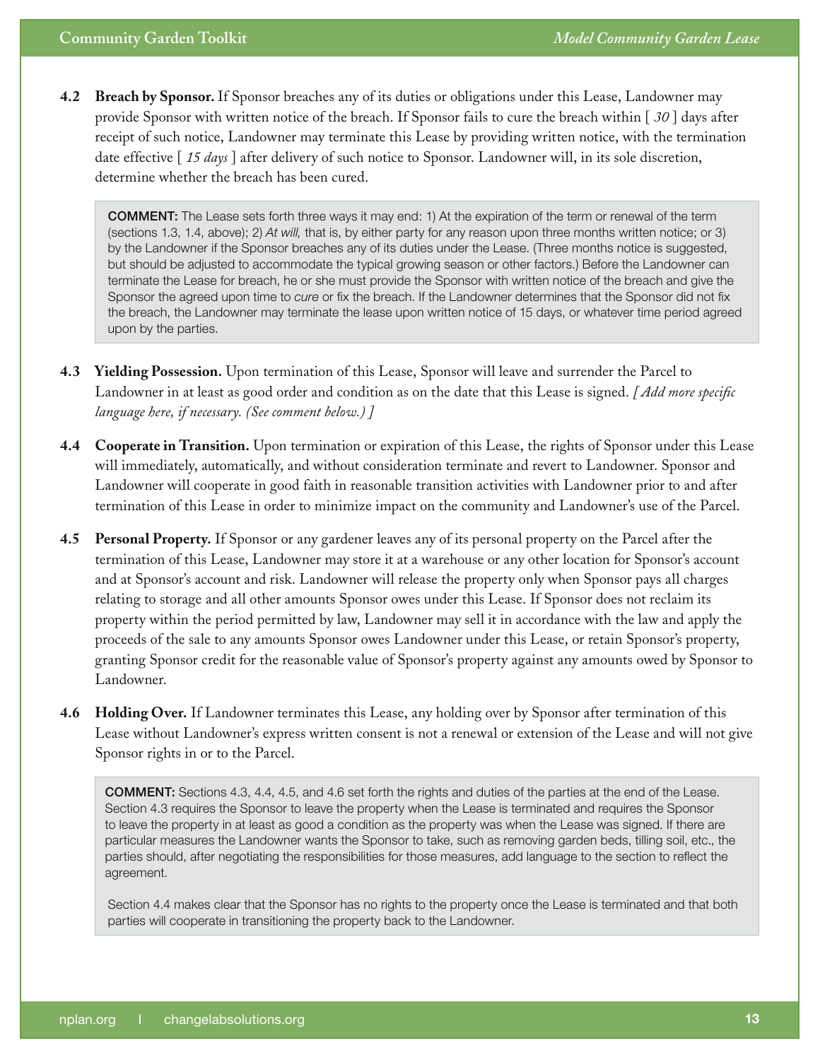**4.2 Breach by Sponsor.** If Sponsor breaches any of its duties or obligations under this Lease, Landowner may provide Sponsor with written notice of the breach. If Sponsor fails to cure the breach within [ *30* ] days after receipt of such notice, Landowner may terminate this Lease by providing written notice, with the termination date effective [ *15 days* ] after delivery of such notice to Sponsor. Landowner will, in its sole discretion, determine whether the breach has been cured.

> **COMMENT:** The Lease sets forth three ways it may end: 1) At the expiration of the term or renewal of the term (sections 1.3, 1.4, above); 2) *At will,* that is, by either party for any reason upon three months written notice; or 3) by the Landowner if the Sponsor breaches any of its duties under the Lease. (Three months notice is suggested, but should be adjusted to accommodate the typical growing season or other factors.) Before the Landowner can terminate the Lease for breach, he or she must provide the Sponsor with written notice of the breach and give the Sponsor the agreed upon time to *cure* or fix the breach. If the Landowner determines that the Sponsor did not fix the breach, the Landowner may terminate the lease upon written notice of 15 days, or whatever time period agreed upon by the parties.

**4.3 Yielding Possession.** Upon termination of this Lease, Sponsor will leave and surrender the Parcel to Landowner in at least as good order and condition as on the date that this Lease is signed. *[ Add more specific language here, if necessary. (See comment below.) ]*

**4.4 Cooperate in Transition.** Upon termination or expiration of this Lease, the rights of Sponsor under this Lease will immediately, automatically, and without consideration terminate and revert to Landowner. Sponsor and Landowner will cooperate in good faith in reasonable transition activities with Landowner prior to and after termination of this Lease in order to minimize impact on the community and Landowner's use of the Parcel.

**4.5 Personal Property.** If Sponsor or any gardener leaves any of its personal property on the Parcel after the termination of this Lease, Landowner may store it at a warehouse or any other location for Sponsor's account and at Sponsor's account and risk. Landowner will release the property only when Sponsor pays all charges relating to storage and all other amounts Sponsor owes under this Lease. If Sponsor does not reclaim its property within the period permitted by law, Landowner may sell it in accordance with the law and apply the proceeds of the sale to any amounts Sponsor owes Landowner under this Lease, or retain Sponsor's property, granting Sponsor credit for the reasonable value of Sponsor's property against any amounts owed by Sponsor to Landowner.

**4.6 Holding Over.** If Landowner terminates this Lease, any holding over by Sponsor after termination of this Lease without Landowner's express written consent is not a renewal or extension of the Lease and will not give Sponsor rights in or to the Parcel.

> **COMMENT:** Sections 4.3, 4.4, 4.5, and 4.6 set forth the rights and duties of the parties at the end of the Lease. Section 4.3 requires the Sponsor to leave the property when the Lease is terminated and requires the Sponsor to leave the property in at least as good a condition as the property was when the Lease was signed. If there are particular measures the Landowner wants the Sponsor to take, such as removing garden beds, tilling soil, etc., the parties should, after negotiating the responsibilities for those measures, add language to the section to reflect the agreement.
>
> Section 4.4 makes clear that the Sponsor has no rights to the property once the Lease is terminated and that both parties will cooperate in transitioning the property back to the Landowner.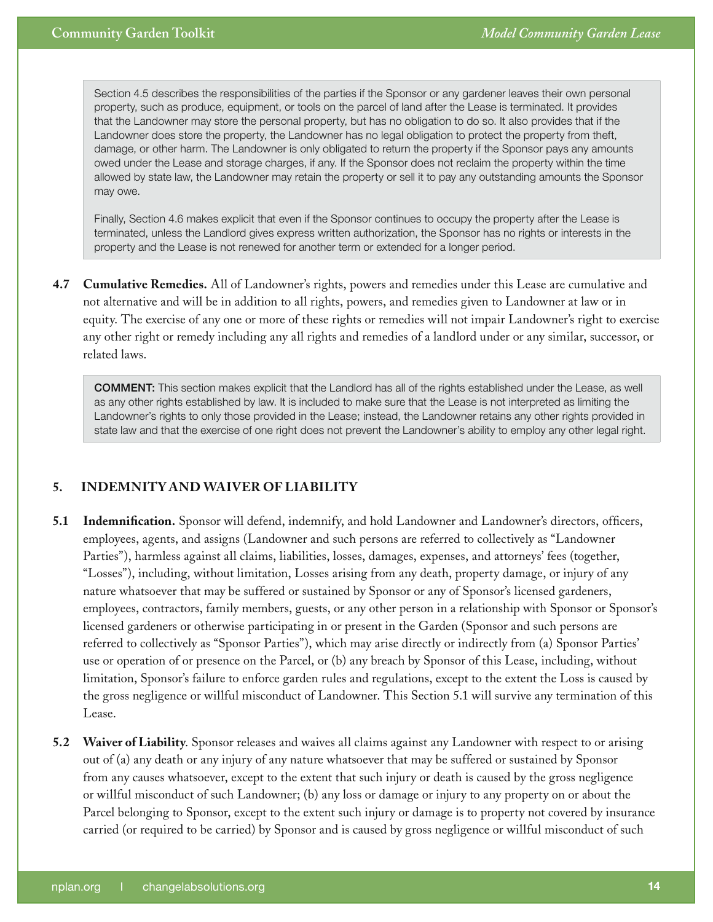> Section 4.5 describes the responsibilities of the parties if the Sponsor or any gardener leaves their own personal property, such as produce, equipment, or tools on the parcel of land after the Lease is terminated. It provides that the Landowner may store the personal property, but has no obligation to do so. It also provides that if the Landowner does store the property, the Landowner has no legal obligation to protect the property from theft, damage, or other harm. The Landowner is only obligated to return the property if the Sponsor pays any amounts owed under the Lease and storage charges, if any. If the Sponsor does not reclaim the property within the time allowed by state law, the Landowner may retain the property or sell it to pay any outstanding amounts the Sponsor may owe.
>
> Finally, Section 4.6 makes explicit that even if the Sponsor continues to occupy the property after the Lease is terminated, unless the Landlord gives express written authorization, the Sponsor has no rights or interests in the property and the Lease is not renewed for another term or extended for a longer period.

**4.7 Cumulative Remedies.** All of Landowner's rights, powers and remedies under this Lease are cumulative and not alternative and will be in addition to all rights, powers, and remedies given to Landowner at law or in equity. The exercise of any one or more of these rights or remedies will not impair Landowner's right to exercise any other right or remedy including any all rights and remedies of a landlord under or any similar, successor, or related laws.

> **COMMENT:** This section makes explicit that the Landlord has all of the rights established under the Lease, as well as any other rights established by law. It is included to make sure that the Lease is not interpreted as limiting the Landowner's rights to only those provided in the Lease; instead, the Landowner retains any other rights provided in state law and that the exercise of one right does not prevent the Landowner's ability to employ any other legal right.

## 5. INDEMNITY AND WAIVER OF LIABILITY

**5.1 Indemnification.** Sponsor will defend, indemnify, and hold Landowner and Landowner's directors, officers, employees, agents, and assigns (Landowner and such persons are referred to collectively as "Landowner Parties"), harmless against all claims, liabilities, losses, damages, expenses, and attorneys' fees (together, "Losses"), including, without limitation, Losses arising from any death, property damage, or injury of any nature whatsoever that may be suffered or sustained by Sponsor or any of Sponsor's licensed gardeners, employees, contractors, family members, guests, or any other person in a relationship with Sponsor or Sponsor's licensed gardeners or otherwise participating in or present in the Garden (Sponsor and such persons are referred to collectively as "Sponsor Parties"), which may arise directly or indirectly from (a) Sponsor Parties' use or operation of or presence on the Parcel, or (b) any breach by Sponsor of this Lease, including, without limitation, Sponsor's failure to enforce garden rules and regulations, except to the extent the Loss is caused by the gross negligence or willful misconduct of Landowner. This Section 5.1 will survive any termination of this Lease.

**5.2 Waiver of Liability**. Sponsor releases and waives all claims against any Landowner with respect to or arising out of (a) any death or any injury of any nature whatsoever that may be suffered or sustained by Sponsor from any causes whatsoever, except to the extent that such injury or death is caused by the gross negligence or willful misconduct of such Landowner; (b) any loss or damage or injury to any property on or about the Parcel belonging to Sponsor, except to the extent such injury or damage is to property not covered by insurance carried (or required to be carried) by Sponsor and is caused by gross negligence or willful misconduct of such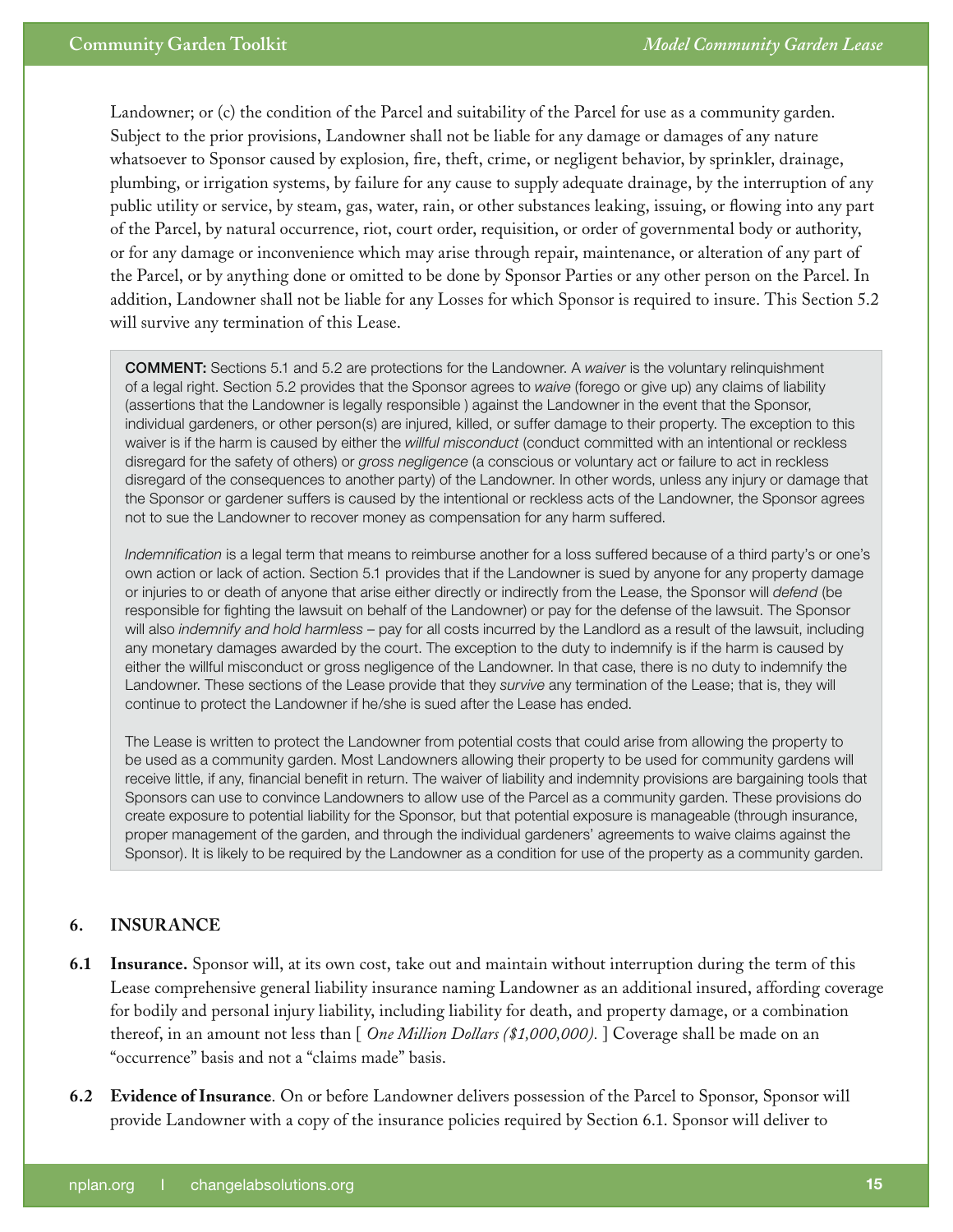Landowner; or (c) the condition of the Parcel and suitability of the Parcel for use as a community garden. Subject to the prior provisions, Landowner shall not be liable for any damage or damages of any nature whatsoever to Sponsor caused by explosion, fire, theft, crime, or negligent behavior, by sprinkler, drainage, plumbing, or irrigation systems, by failure for any cause to supply adequate drainage, by the interruption of any public utility or service, by steam, gas, water, rain, or other substances leaking, issuing, or flowing into any part of the Parcel, by natural occurrence, riot, court order, requisition, or order of governmental body or authority, or for any damage or inconvenience which may arise through repair, maintenance, or alteration of any part of the Parcel, or by anything done or omitted to be done by Sponsor Parties or any other person on the Parcel. In addition, Landowner shall not be liable for any Losses for which Sponsor is required to insure. This Section 5.2 will survive any termination of this Lease.

> **COMMENT:** Sections 5.1 and 5.2 are protections for the Landowner. A *waiver* is the voluntary relinquishment of a legal right. Section 5.2 provides that the Sponsor agrees to *waive* (forego or give up) any claims of liability (assertions that the Landowner is legally responsible ) against the Landowner in the event that the Sponsor, individual gardeners, or other person(s) are injured, killed, or suffer damage to their property. The exception to this waiver is if the harm is caused by either the *willful misconduct* (conduct committed with an intentional or reckless disregard for the safety of others) or *gross negligence* (a conscious or voluntary act or failure to act in reckless disregard of the consequences to another party) of the Landowner. In other words, unless any injury or damage that the Sponsor or gardener suffers is caused by the intentional or reckless acts of the Landowner, the Sponsor agrees not to sue the Landowner to recover money as compensation for any harm suffered.
>
> *Indemnification* is a legal term that means to reimburse another for a loss suffered because of a third party's or one's own action or lack of action. Section 5.1 provides that if the Landowner is sued by anyone for any property damage or injuries to or death of anyone that arise either directly or indirectly from the Lease, the Sponsor will *defend* (be responsible for fighting the lawsuit on behalf of the Landowner) or pay for the defense of the lawsuit. The Sponsor will also *indemnify and hold harmless* – pay for all costs incurred by the Landlord as a result of the lawsuit, including any monetary damages awarded by the court. The exception to the duty to indemnify is if the harm is caused by either the willful misconduct or gross negligence of the Landowner. In that case, there is no duty to indemnify the Landowner. These sections of the Lease provide that they *survive* any termination of the Lease; that is, they will continue to protect the Landowner if he/she is sued after the Lease has ended.
>
> The Lease is written to protect the Landowner from potential costs that could arise from allowing the property to be used as a community garden. Most Landowners allowing their property to be used for community gardens will receive little, if any, financial benefit in return. The waiver of liability and indemnity provisions are bargaining tools that Sponsors can use to convince Landowners to allow use of the Parcel as a community garden. These provisions do create exposure to potential liability for the Sponsor, but that potential exposure is manageable (through insurance, proper management of the garden, and through the individual gardeners' agreements to waive claims against the Sponsor). It is likely to be required by the Landowner as a condition for use of the property as a community garden.

## 6. INSURANCE

**6.1 Insurance.** Sponsor will, at its own cost, take out and maintain without interruption during the term of this Lease comprehensive general liability insurance naming Landowner as an additional insured, affording coverage for bodily and personal injury liability, including liability for death, and property damage, or a combination thereof, in an amount not less than [ *One Million Dollars ($1,000,000).* ] Coverage shall be made on an "occurrence" basis and not a "claims made" basis.

**6.2 Evidence of Insurance**. On or before Landowner delivers possession of the Parcel to Sponsor, Sponsor will provide Landowner with a copy of the insurance policies required by Section 6.1. Sponsor will deliver to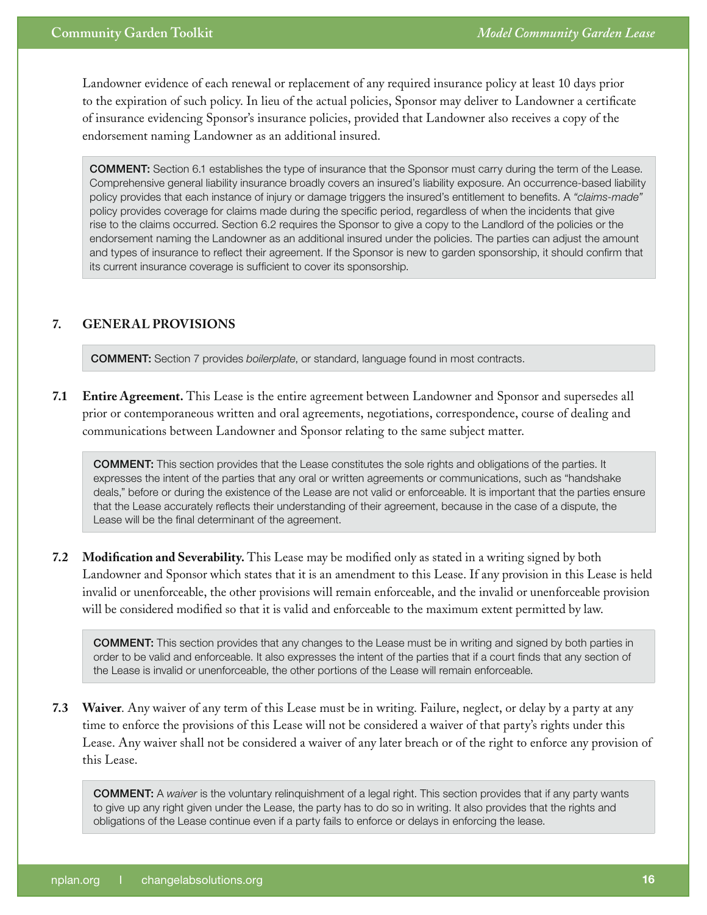Landowner evidence of each renewal or replacement of any required insurance policy at least 10 days prior to the expiration of such policy. In lieu of the actual policies, Sponsor may deliver to Landowner a certificate of insurance evidencing Sponsor's insurance policies, provided that Landowner also receives a copy of the endorsement naming Landowner as an additional insured.

> **COMMENT:** Section 6.1 establishes the type of insurance that the Sponsor must carry during the term of the Lease. Comprehensive general liability insurance broadly covers an insured's liability exposure. An occurrence-based liability policy provides that each instance of injury or damage triggers the insured's entitlement to benefits. A *"claims-made"* policy provides coverage for claims made during the specific period, regardless of when the incidents that give rise to the claims occurred. Section 6.2 requires the Sponsor to give a copy to the Landlord of the policies or the endorsement naming the Landowner as an additional insured under the policies. The parties can adjust the amount and types of insurance to reflect their agreement. If the Sponsor is new to garden sponsorship, it should confirm that its current insurance coverage is sufficient to cover its sponsorship.

## 7. GENERAL PROVISIONS

> **COMMENT:** Section 7 provides *boilerplate*, or standard, language found in most contracts.

**7.1 Entire Agreement.** This Lease is the entire agreement between Landowner and Sponsor and supersedes all prior or contemporaneous written and oral agreements, negotiations, correspondence, course of dealing and communications between Landowner and Sponsor relating to the same subject matter.

> **COMMENT:** This section provides that the Lease constitutes the sole rights and obligations of the parties. It expresses the intent of the parties that any oral or written agreements or communications, such as "handshake deals," before or during the existence of the Lease are not valid or enforceable. It is important that the parties ensure that the Lease accurately reflects their understanding of their agreement, because in the case of a dispute, the Lease will be the final determinant of the agreement.

**7.2 Modification and Severability.** This Lease may be modified only as stated in a writing signed by both Landowner and Sponsor which states that it is an amendment to this Lease. If any provision in this Lease is held invalid or unenforceable, the other provisions will remain enforceable, and the invalid or unenforceable provision will be considered modified so that it is valid and enforceable to the maximum extent permitted by law.

> **COMMENT:** This section provides that any changes to the Lease must be in writing and signed by both parties in order to be valid and enforceable. It also expresses the intent of the parties that if a court finds that any section of the Lease is invalid or unenforceable, the other portions of the Lease will remain enforceable.

**7.3 Waiver**. Any waiver of any term of this Lease must be in writing. Failure, neglect, or delay by a party at any time to enforce the provisions of this Lease will not be considered a waiver of that party's rights under this Lease. Any waiver shall not be considered a waiver of any later breach or of the right to enforce any provision of this Lease.

> **COMMENT:** A *waiver* is the voluntary relinquishment of a legal right. This section provides that if any party wants to give up any right given under the Lease, the party has to do so in writing. It also provides that the rights and obligations of the Lease continue even if a party fails to enforce or delays in enforcing the lease.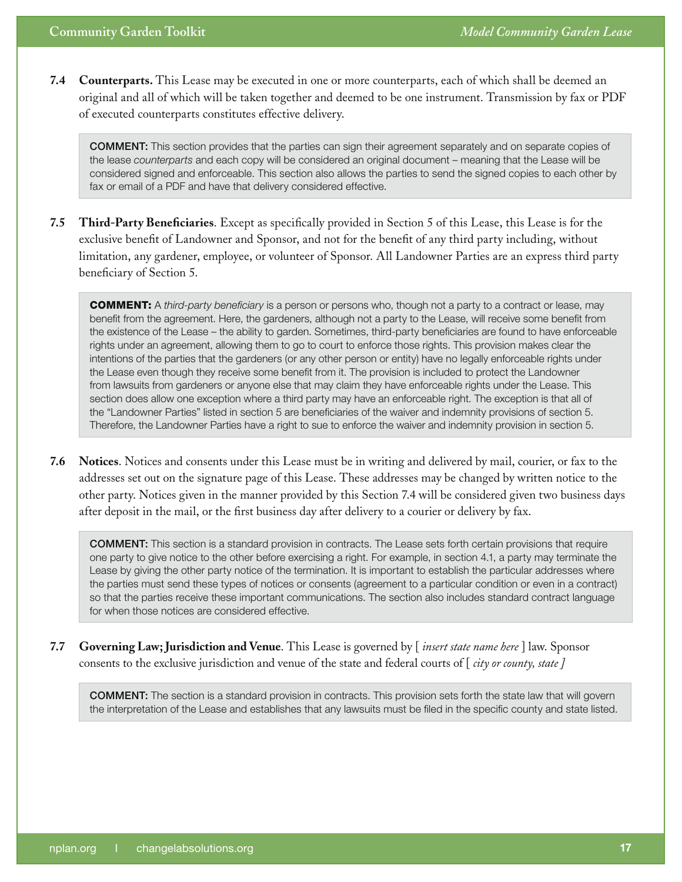**7.4 Counterparts.** This Lease may be executed in one or more counterparts, each of which shall be deemed an original and all of which will be taken together and deemed to be one instrument. Transmission by fax or PDF of executed counterparts constitutes effective delivery.

> **COMMENT:** This section provides that the parties can sign their agreement separately and on separate copies of the lease *counterparts* and each copy will be considered an original document – meaning that the Lease will be considered signed and enforceable. This section also allows the parties to send the signed copies to each other by fax or email of a PDF and have that delivery considered effective.

**7.5 Third-Party Beneficiaries**. Except as specifically provided in Section 5 of this Lease, this Lease is for the exclusive benefit of Landowner and Sponsor, and not for the benefit of any third party including, without limitation, any gardener, employee, or volunteer of Sponsor. All Landowner Parties are an express third party beneficiary of Section 5.

> **COMMENT:** A *third-party beneficiary* is a person or persons who, though not a party to a contract or lease, may benefit from the agreement. Here, the gardeners, although not a party to the Lease, will receive some benefit from the existence of the Lease – the ability to garden. Sometimes, third-party beneficiaries are found to have enforceable rights under an agreement, allowing them to go to court to enforce those rights. This provision makes clear the intentions of the parties that the gardeners (or any other person or entity) have no legally enforceable rights under the Lease even though they receive some benefit from it. The provision is included to protect the Landowner from lawsuits from gardeners or anyone else that may claim they have enforceable rights under the Lease. This section does allow one exception where a third party may have an enforceable right. The exception is that all of the "Landowner Parties" listed in section 5 are beneficiaries of the waiver and indemnity provisions of section 5. Therefore, the Landowner Parties have a right to sue to enforce the waiver and indemnity provision in section 5.

**7.6 Notices**. Notices and consents under this Lease must be in writing and delivered by mail, courier, or fax to the addresses set out on the signature page of this Lease. These addresses may be changed by written notice to the other party. Notices given in the manner provided by this Section 7.4 will be considered given two business days after deposit in the mail, or the first business day after delivery to a courier or delivery by fax.

> **COMMENT:** This section is a standard provision in contracts. The Lease sets forth certain provisions that require one party to give notice to the other before exercising a right. For example, in section 4.1, a party may terminate the Lease by giving the other party notice of the termination. It is important to establish the particular addresses where the parties must send these types of notices or consents (agreement to a particular condition or even in a contract) so that the parties receive these important communications. The section also includes standard contract language for when those notices are considered effective.

**7.7 Governing Law; Jurisdiction and Venue**. This Lease is governed by [ *insert state name here* ] law. Sponsor consents to the exclusive jurisdiction and venue of the state and federal courts of [ *city or county, state ]*

> **COMMENT:** The section is a standard provision in contracts. This provision sets forth the state law that will govern the interpretation of the Lease and establishes that any lawsuits must be filed in the specific county and state listed.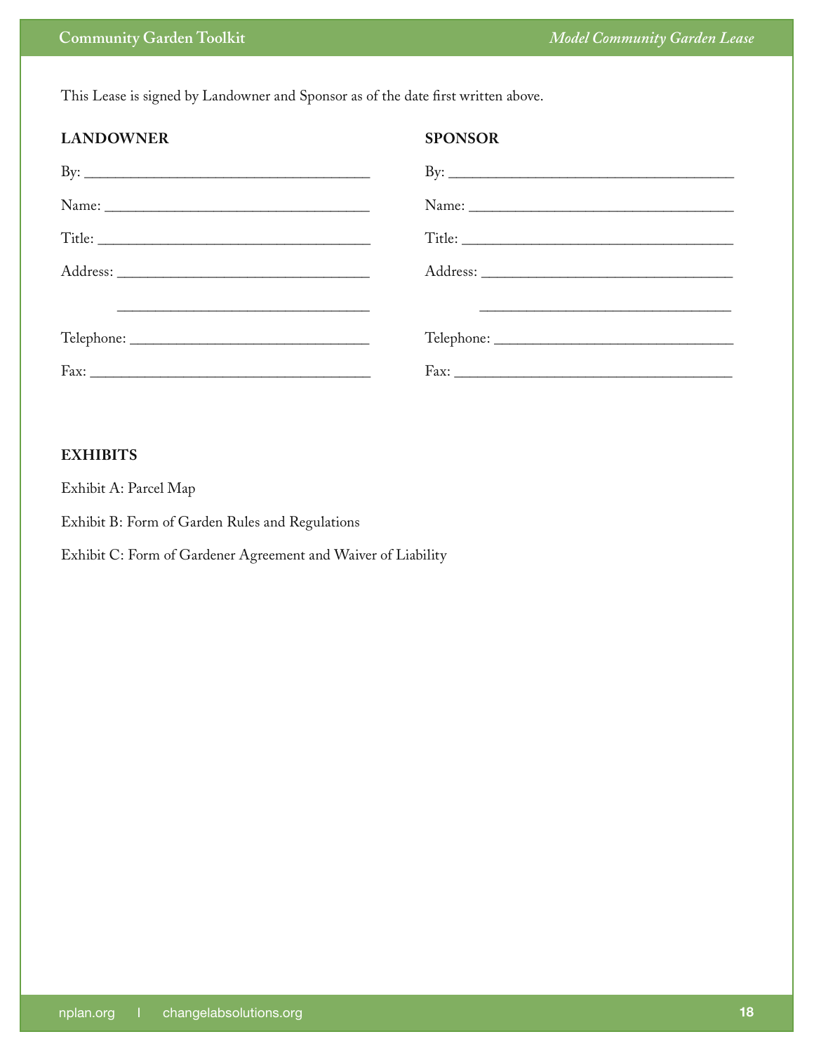This Lease is signed by Landowner and Sponsor as of the date first written above.

**LANDOWNER**

By: ______________________________________

Name: ____________________________________

Title: _____________________________________

Address: __________________________________

__________________________________

Telephone: ________________________________

Fax: ______________________________________

**SPONSOR**

By: ______________________________________

Name: ____________________________________

Title: _____________________________________

Address: __________________________________

__________________________________

Telephone: ________________________________

Fax: ______________________________________

**EXHIBITS**

Exhibit A: Parcel Map

Exhibit B: Form of Garden Rules and Regulations

Exhibit C: Form of Gardener Agreement and Waiver of Liability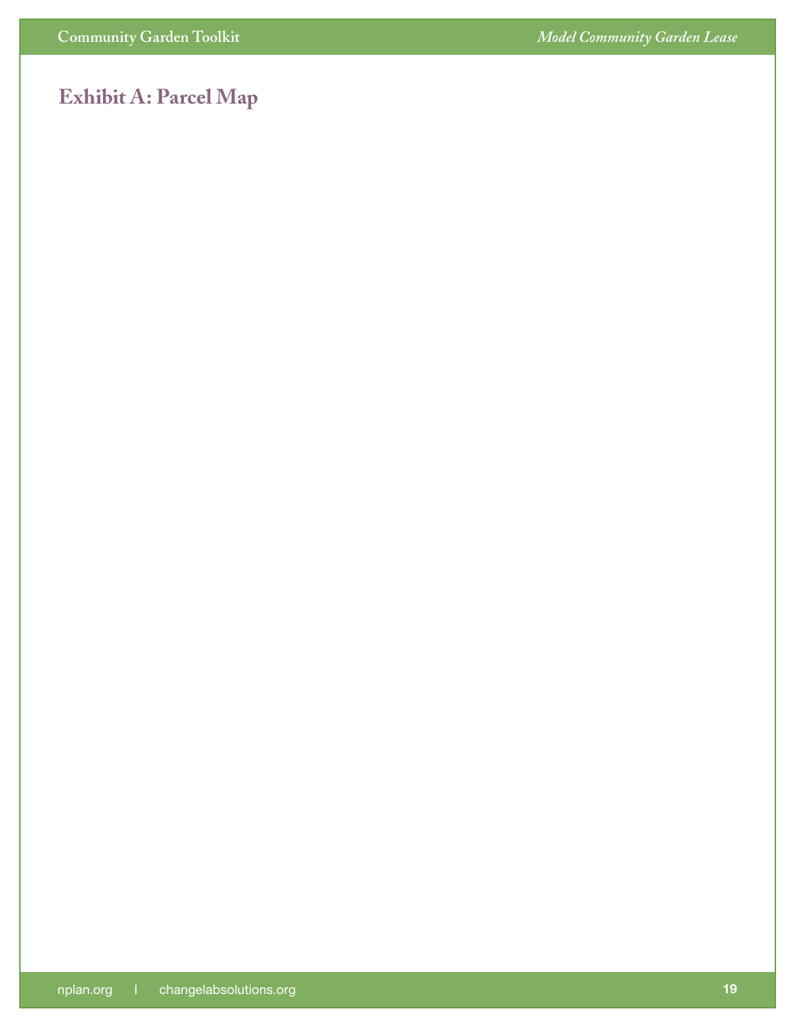# Exhibit A: Parcel Map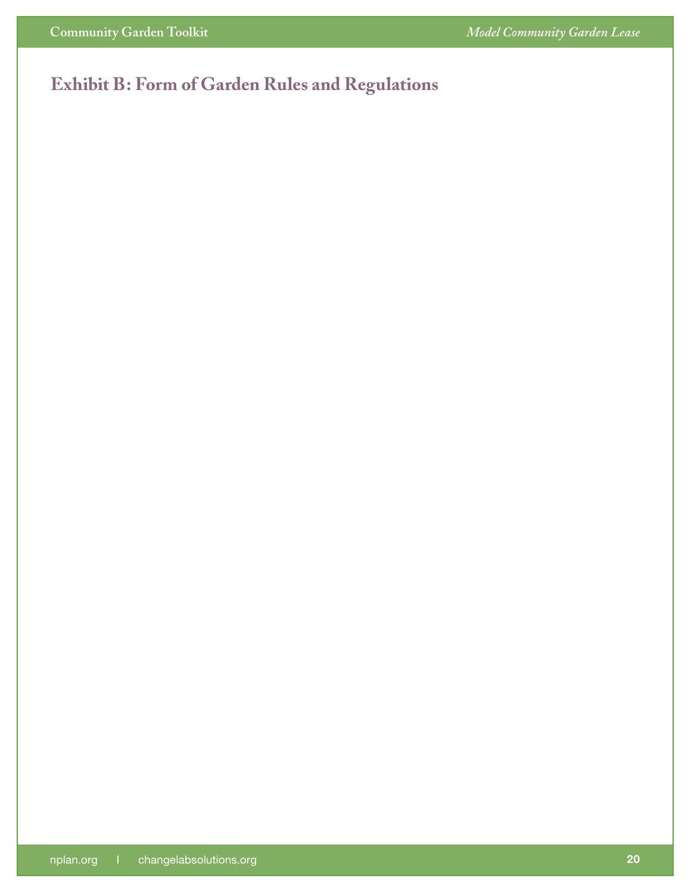# Exhibit B: Form of Garden Rules and Regulations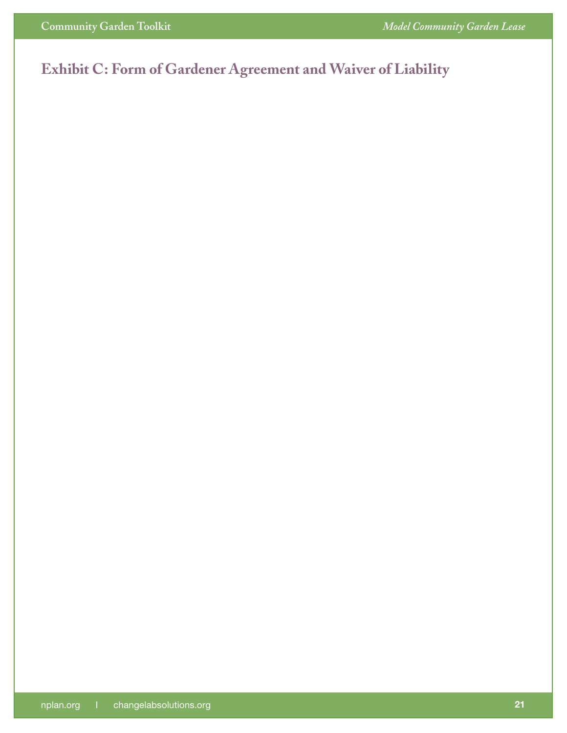# Exhibit C: Form of Gardener Agreement and Waiver of Liability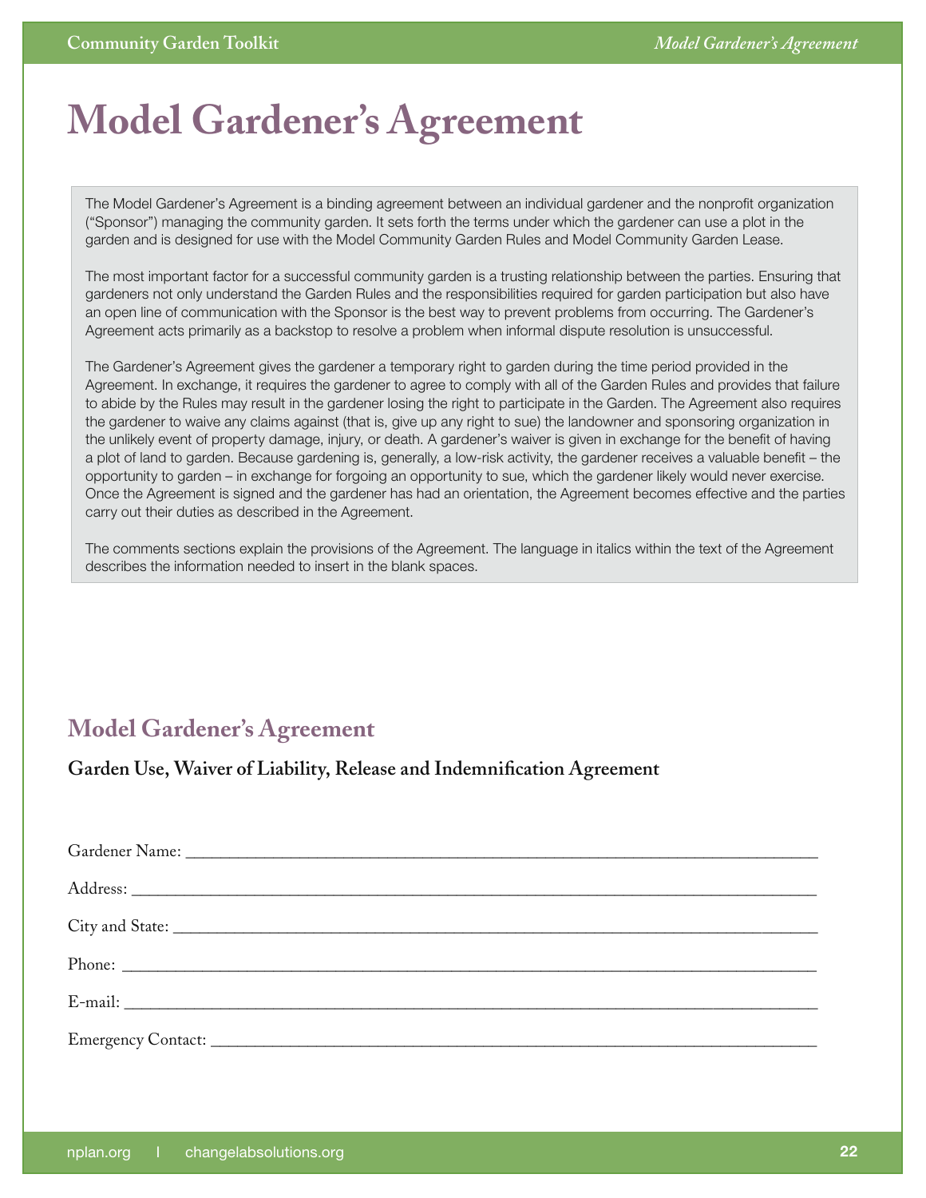# Model Gardener's Agreement

The Model Gardener's Agreement is a binding agreement between an individual gardener and the nonprofit organization ("Sponsor") managing the community garden. It sets forth the terms under which the gardener can use a plot in the garden and is designed for use with the Model Community Garden Rules and Model Community Garden Lease.

The most important factor for a successful community garden is a trusting relationship between the parties. Ensuring that gardeners not only understand the Garden Rules and the responsibilities required for garden participation but also have an open line of communication with the Sponsor is the best way to prevent problems from occurring. The Gardener's Agreement acts primarily as a backstop to resolve a problem when informal dispute resolution is unsuccessful.

The Gardener's Agreement gives the gardener a temporary right to garden during the time period provided in the Agreement. In exchange, it requires the gardener to agree to comply with all of the Garden Rules and provides that failure to abide by the Rules may result in the gardener losing the right to participate in the Garden. The Agreement also requires the gardener to waive any claims against (that is, give up any right to sue) the landowner and sponsoring organization in the unlikely event of property damage, injury, or death. A gardener's waiver is given in exchange for the benefit of having a plot of land to garden. Because gardening is, generally, a low-risk activity, the gardener receives a valuable benefit – the opportunity to garden – in exchange for forgoing an opportunity to sue, which the gardener likely would never exercise. Once the Agreement is signed and the gardener has had an orientation, the Agreement becomes effective and the parties carry out their duties as described in the Agreement.

The comments sections explain the provisions of the Agreement. The language in italics within the text of the Agreement describes the information needed to insert in the blank spaces.

## Model Gardener's Agreement

**Garden Use, Waiver of Liability, Release and Indemnification Agreement**

Gardener Name: ___________________________________________

Address: ___________________________________________

City and State: ___________________________________________

Phone: ___________________________________________

E-mail: ___________________________________________

Emergency Contact: ___________________________________________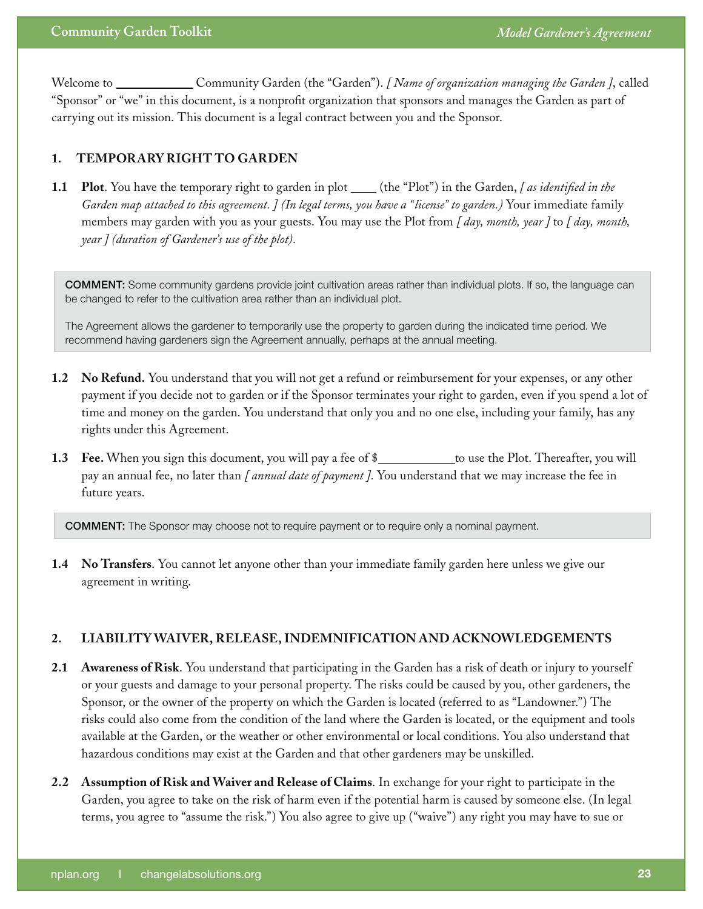Welcome to ___________ Community Garden (the "Garden"). *[ Name of organization managing the Garden ]*, called "Sponsor" or "we" in this document, is a nonprofit organization that sponsors and manages the Garden as part of carrying out its mission. This document is a legal contract between you and the Sponsor.

## 1. TEMPORARY RIGHT TO GARDEN

**1.1 Plot**. You have the temporary right to garden in plot ____ (the "Plot") in the Garden, *[ as identified in the Garden map attached to this agreement. ] (In legal terms, you have a "license" to garden.)* Your immediate family members may garden with you as your guests. You may use the Plot from *[ day, month, year ]* to *[ day, month, year ] (duration of Gardener's use of the plot).*

> **COMMENT:** Some community gardens provide joint cultivation areas rather than individual plots. If so, the language can be changed to refer to the cultivation area rather than an individual plot.
>
> The Agreement allows the gardener to temporarily use the property to garden during the indicated time period. We recommend having gardeners sign the Agreement annually, perhaps at the annual meeting.

**1.2 No Refund.** You understand that you will not get a refund or reimbursement for your expenses, or any other payment if you decide not to garden or if the Sponsor terminates your right to garden, even if you spend a lot of time and money on the garden. You understand that only you and no one else, including your family, has any rights under this Agreement.

**1.3 Fee.** When you sign this document, you will pay a fee of $___________to use the Plot. Thereafter, you will pay an annual fee, no later than *[ annual date of payment ].* You understand that we may increase the fee in future years.

> **COMMENT:** The Sponsor may choose not to require payment or to require only a nominal payment.

**1.4 No Transfers**. You cannot let anyone other than your immediate family garden here unless we give our agreement in writing.

## 2. LIABILITY WAIVER, RELEASE, INDEMNIFICATION AND ACKNOWLEDGEMENTS

**2.1 Awareness of Risk**. You understand that participating in the Garden has a risk of death or injury to yourself or your guests and damage to your personal property. The risks could be caused by you, other gardeners, the Sponsor, or the owner of the property on which the Garden is located (referred to as "Landowner.") The risks could also come from the condition of the land where the Garden is located, or the equipment and tools available at the Garden, or the weather or other environmental or local conditions. You also understand that hazardous conditions may exist at the Garden and that other gardeners may be unskilled.

**2.2 Assumption of Risk and Waiver and Release of Claims**. In exchange for your right to participate in the Garden, you agree to take on the risk of harm even if the potential harm is caused by someone else. (In legal terms, you agree to "assume the risk.") You also agree to give up ("waive") any right you may have to sue or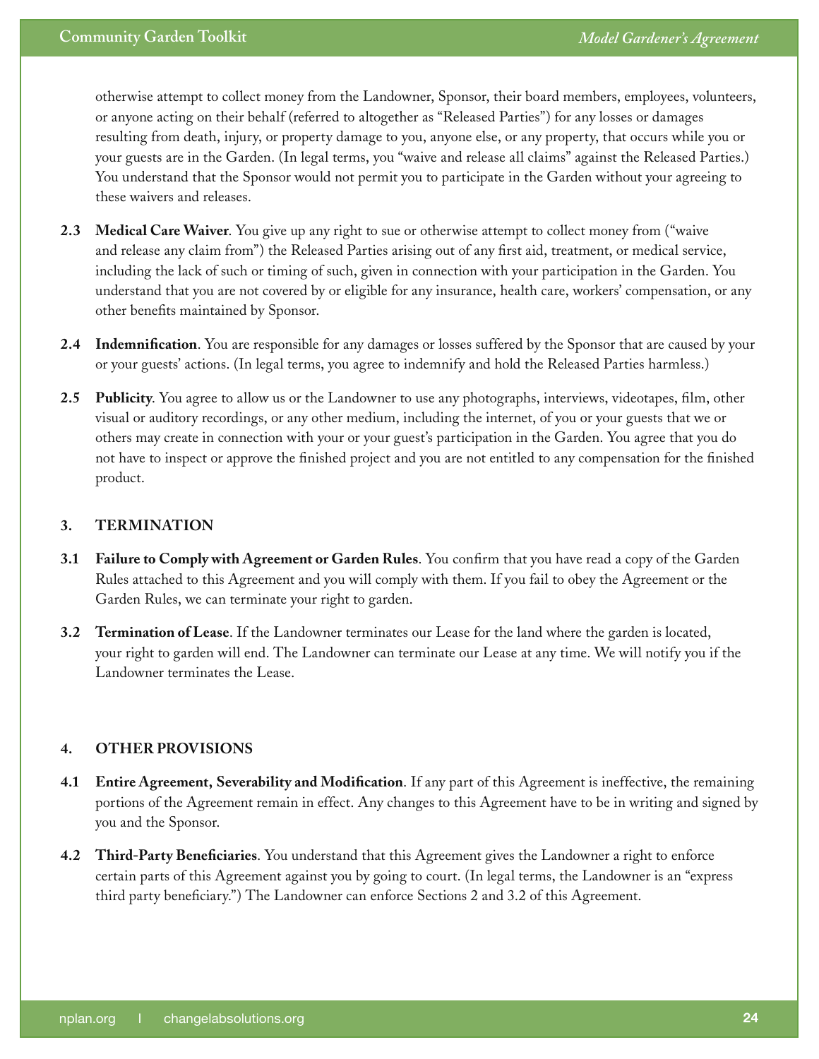otherwise attempt to collect money from the Landowner, Sponsor, their board members, employees, volunteers, or anyone acting on their behalf (referred to altogether as "Released Parties") for any losses or damages resulting from death, injury, or property damage to you, anyone else, or any property, that occurs while you or your guests are in the Garden. (In legal terms, you "waive and release all claims" against the Released Parties.) You understand that the Sponsor would not permit you to participate in the Garden without your agreeing to these waivers and releases.

**2.3 Medical Care Waiver**. You give up any right to sue or otherwise attempt to collect money from ("waive and release any claim from") the Released Parties arising out of any first aid, treatment, or medical service, including the lack of such or timing of such, given in connection with your participation in the Garden. You understand that you are not covered by or eligible for any insurance, health care, workers' compensation, or any other benefits maintained by Sponsor.

**2.4 Indemnification**. You are responsible for any damages or losses suffered by the Sponsor that are caused by your or your guests' actions. (In legal terms, you agree to indemnify and hold the Released Parties harmless.)

**2.5 Publicity**. You agree to allow us or the Landowner to use any photographs, interviews, videotapes, film, other visual or auditory recordings, or any other medium, including the internet, of you or your guests that we or others may create in connection with your or your guest's participation in the Garden. You agree that you do not have to inspect or approve the finished project and you are not entitled to any compensation for the finished product.

## 3. TERMINATION

**3.1 Failure to Comply with Agreement or Garden Rules**. You confirm that you have read a copy of the Garden Rules attached to this Agreement and you will comply with them. If you fail to obey the Agreement or the Garden Rules, we can terminate your right to garden.

**3.2 Termination of Lease**. If the Landowner terminates our Lease for the land where the garden is located, your right to garden will end. The Landowner can terminate our Lease at any time. We will notify you if the Landowner terminates the Lease.

## 4. OTHER PROVISIONS

**4.1 Entire Agreement, Severability and Modification**. If any part of this Agreement is ineffective, the remaining portions of the Agreement remain in effect. Any changes to this Agreement have to be in writing and signed by you and the Sponsor.

**4.2 Third-Party Beneficiaries**. You understand that this Agreement gives the Landowner a right to enforce certain parts of this Agreement against you by going to court. (In legal terms, the Landowner is an "express third party beneficiary.") The Landowner can enforce Sections 2 and 3.2 of this Agreement.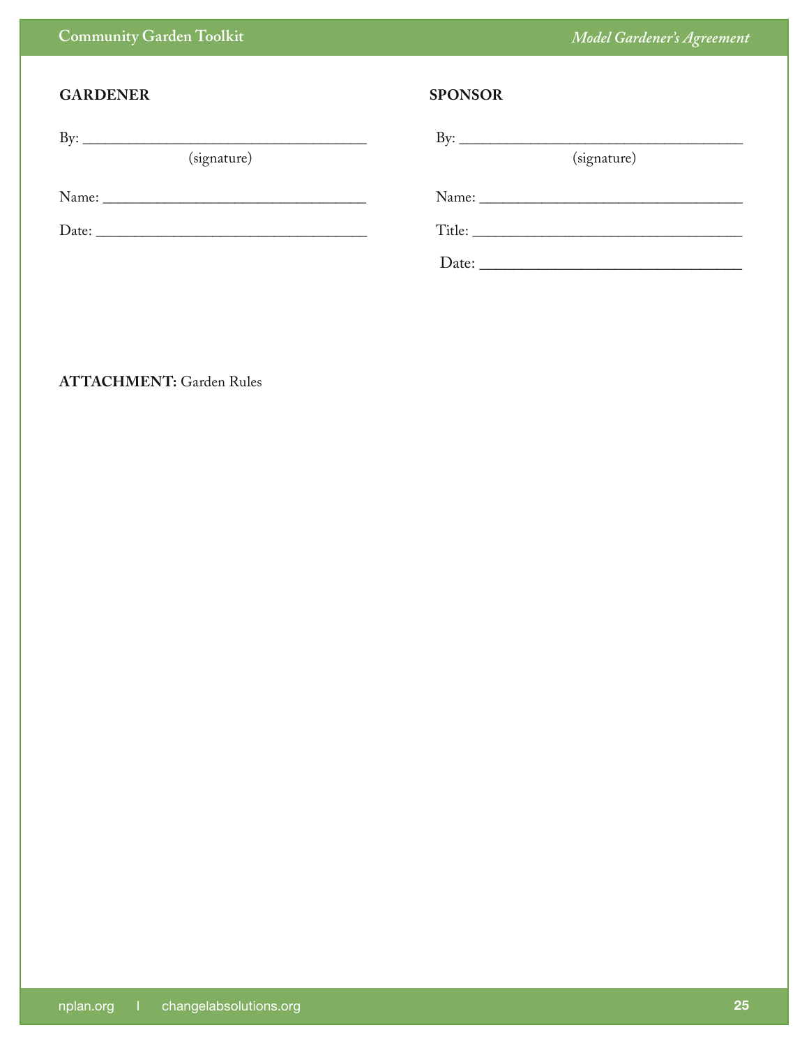**GARDENER**

By: ______________________________________
(signature)

Name: ____________________________________

Date: _____________________________________

**SPONSOR**

By: ______________________________________
(signature)

Name: ____________________________________

Title: _____________________________________

Date: _____________________________________

**ATTACHMENT:** Garden Rules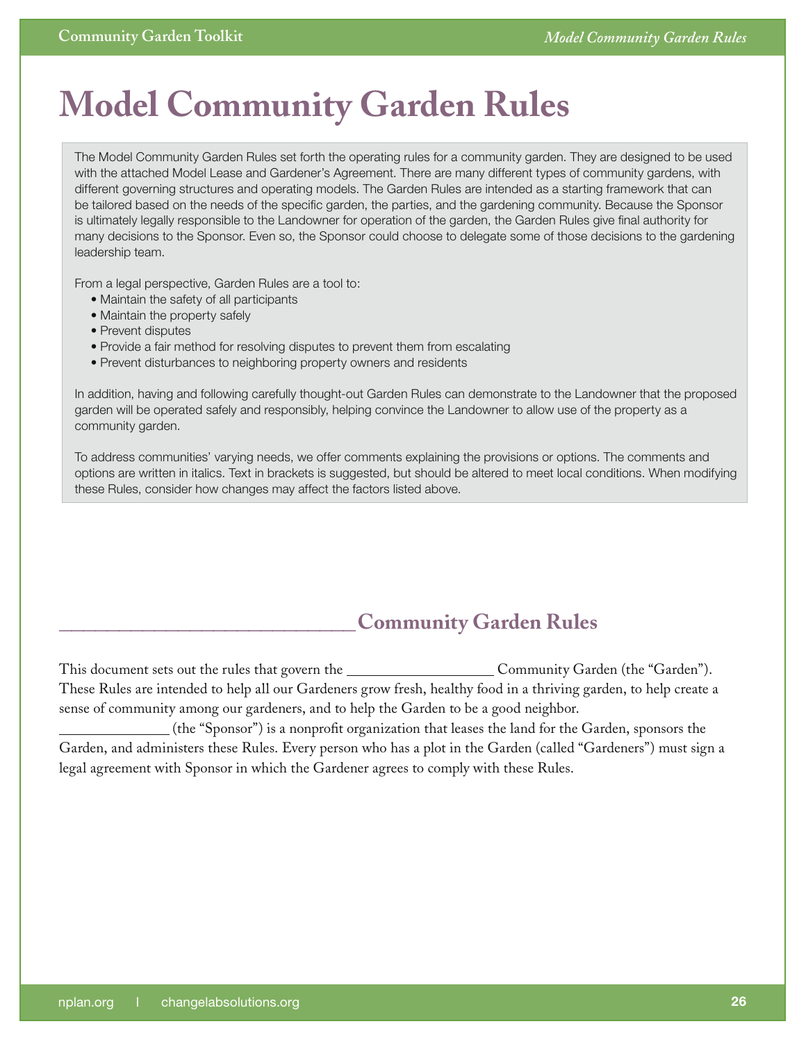# Model Community Garden Rules

The Model Community Garden Rules set forth the operating rules for a community garden. They are designed to be used with the attached Model Lease and Gardener's Agreement. There are many different types of community gardens, with different governing structures and operating models. The Garden Rules are intended as a starting framework that can be tailored based on the needs of the specific garden, the parties, and the gardening community. Because the Sponsor is ultimately legally responsible to the Landowner for operation of the garden, the Garden Rules give final authority for many decisions to the Sponsor. Even so, the Sponsor could choose to delegate some of those decisions to the gardening leadership team.

From a legal perspective, Garden Rules are a tool to:

- Maintain the safety of all participants
- Maintain the property safely
- Prevent disputes
- Provide a fair method for resolving disputes to prevent them from escalating
- Prevent disturbances to neighboring property owners and residents

In addition, having and following carefully thought-out Garden Rules can demonstrate to the Landowner that the proposed garden will be operated safely and responsibly, helping convince the Landowner to allow use of the property as a community garden.

To address communities' varying needs, we offer comments explaining the provisions or options. The comments and options are written in italics. Text in brackets is suggested, but should be altered to meet local conditions. When modifying these Rules, consider how changes may affect the factors listed above.

## ______________________________ Community Garden Rules

This document sets out the rules that govern the __________________ Community Garden (the "Garden"). These Rules are intended to help all our Gardeners grow fresh, healthy food in a thriving garden, to help create a sense of community among our gardeners, and to help the Garden to be a good neighbor. ______________ (the "Sponsor") is a nonprofit organization that leases the land for the Garden, sponsors the Garden, and administers these Rules. Every person who has a plot in the Garden (called "Gardeners") must sign a legal agreement with Sponsor in which the Gardener agrees to comply with these Rules.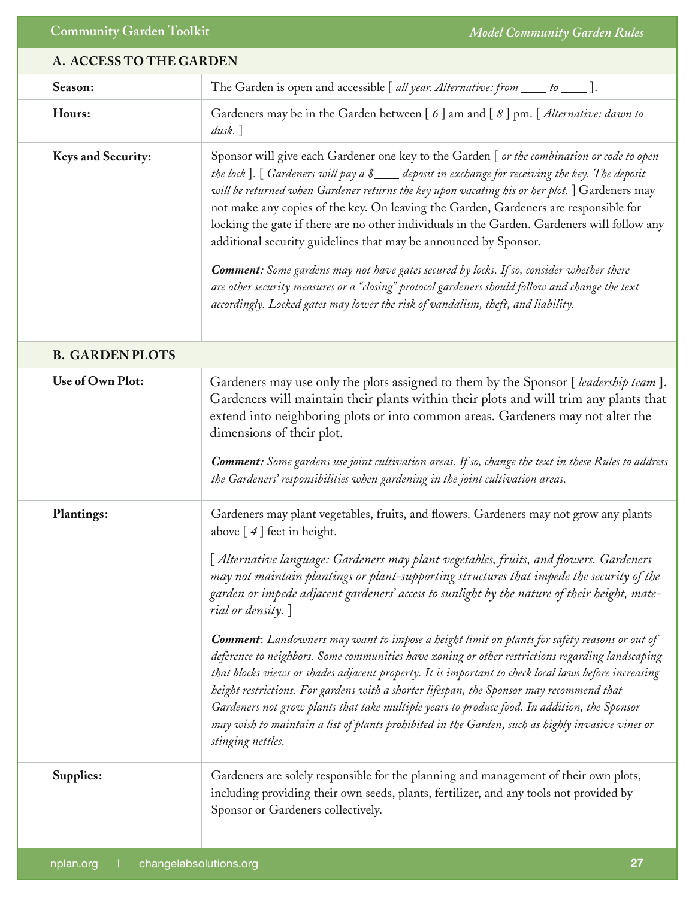## A. ACCESS TO THE GARDEN

| | |
|---|---|
| **Season:** | The Garden is open and accessible [ *all year. Alternative: from ____ to ____* ]. |
| **Hours:** | Gardeners may be in the Garden between [ *6* ] am and [ *8* ] pm. [ *Alternative: dawn to dusk.* ] |
| **Keys and Security:** | Sponsor will give each Gardener one key to the Garden [ *or the combination or code to open the lock* ]. [ *Gardeners will pay a $____ deposit in exchange for receiving the key. The deposit will be returned when Gardener returns the key upon vacating his or her plot.* ] Gardeners may not make any copies of the key. On leaving the Garden, Gardeners are responsible for locking the gate if there are no other individuals in the Garden. Gardeners will follow any additional security guidelines that may be announced by Sponsor.<br><br>***Comment:*** *Some gardens may not have gates secured by locks. If so, consider whether there are other security measures or a "closing" protocol gardeners should follow and change the text accordingly. Locked gates may lower the risk of vandalism, theft, and liability.* |

## B. GARDEN PLOTS

| | |
|---|---|
| **Use of Own Plot:** | Gardeners may use only the plots assigned to them by the Sponsor **[** *leadership team* **]**. Gardeners will maintain their plants within their plots and will trim any plants that extend into neighboring plots or into common areas. Gardeners may not alter the dimensions of their plot.<br><br>***Comment:*** *Some gardens use joint cultivation areas. If so, change the text in these Rules to address the Gardeners' responsibilities when gardening in the joint cultivation areas.* |
| **Plantings:** | Gardeners may plant vegetables, fruits, and flowers. Gardeners may not grow any plants above [ *4* ] feet in height.<br><br>[ *Alternative language: Gardeners may plant vegetables, fruits, and flowers. Gardeners may not maintain plantings or plant-supporting structures that impede the security of the garden or impede adjacent gardeners' access to sunlight by the nature of their height, material or density.* ]<br><br>***Comment***: *Landowners may want to impose a height limit on plants for safety reasons or out of deference to neighbors. Some communities have zoning or other restrictions regarding landscaping that blocks views or shades adjacent property. It is important to check local laws before increasing height restrictions. For gardens with a shorter lifespan, the Sponsor may recommend that Gardeners not grow plants that take multiple years to produce food. In addition, the Sponsor may wish to maintain a list of plants prohibited in the Garden, such as highly invasive vines or stinging nettles.* |
| **Supplies:** | Gardeners are solely responsible for the planning and management of their own plots, including providing their own seeds, plants, fertilizer, and any tools not provided by Sponsor or Gardeners collectively. |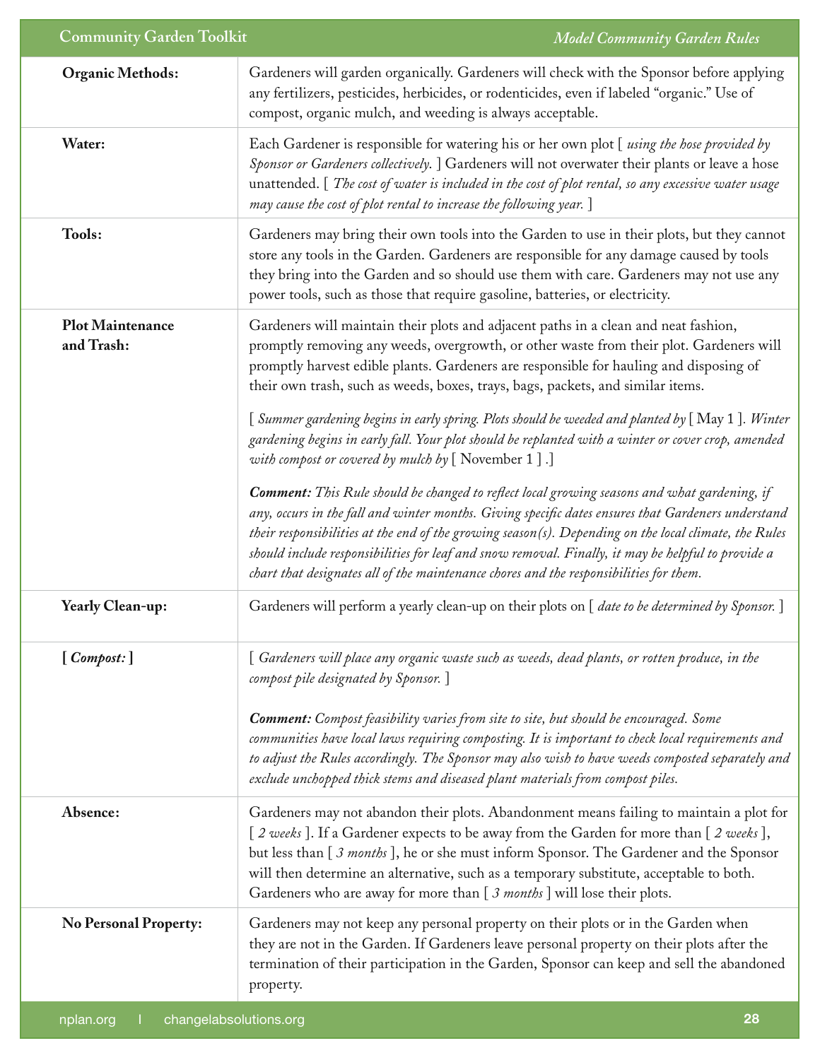| | |
|---|---|
| **Organic Methods:** | Gardeners will garden organically. Gardeners will check with the Sponsor before applying any fertilizers, pesticides, herbicides, or rodenticides, even if labeled "organic." Use of compost, organic mulch, and weeding is always acceptable. |
| **Water:** | Each Gardener is responsible for watering his or her own plot [ *using the hose provided by Sponsor or Gardeners collectively.* ] Gardeners will not overwater their plants or leave a hose unattended. [ *The cost of water is included in the cost of plot rental, so any excessive water usage may cause the cost of plot rental to increase the following year.* ] |
| **Tools:** | Gardeners may bring their own tools into the Garden to use in their plots, but they cannot store any tools in the Garden. Gardeners are responsible for any damage caused by tools they bring into the Garden and so should use them with care. Gardeners may not use any power tools, such as those that require gasoline, batteries, or electricity. |
| **Plot Maintenance and Trash:** | Gardeners will maintain their plots and adjacent paths in a clean and neat fashion, promptly removing any weeds, overgrowth, or other waste from their plot. Gardeners will promptly harvest edible plants. Gardeners are responsible for hauling and disposing of their own trash, such as weeds, boxes, trays, bags, packets, and similar items.<br><br>[ *Summer gardening begins in early spring. Plots should be weeded and planted by* [ May 1 ]. *Winter gardening begins in early fall. Your plot should be replanted with a winter or cover crop, amended with compost or covered by mulch by* [ November 1 ] .]<br><br>***Comment:*** *This Rule should be changed to reflect local growing seasons and what gardening, if any, occurs in the fall and winter months. Giving specific dates ensures that Gardeners understand their responsibilities at the end of the growing season(s). Depending on the local climate, the Rules should include responsibilities for leaf and snow removal. Finally, it may be helpful to provide a chart that designates all of the maintenance chores and the responsibilities for them.* |
| **Yearly Clean-up:** | Gardeners will perform a yearly clean-up on their plots on [ *date to be determined by Sponsor.* ] |
| **[ *Compost:* ]** | [ *Gardeners will place any organic waste such as weeds, dead plants, or rotten produce, in the compost pile designated by Sponsor.* ]<br><br>***Comment:*** *Compost feasibility varies from site to site, but should be encouraged. Some communities have local laws requiring composting. It is important to check local requirements and to adjust the Rules accordingly. The Sponsor may also wish to have weeds composted separately and exclude unchopped thick stems and diseased plant materials from compost piles.* |
| **Absence:** | Gardeners may not abandon their plots. Abandonment means failing to maintain a plot for [ *2 weeks* ]. If a Gardener expects to be away from the Garden for more than [ *2 weeks* ], but less than [ *3 months* ], he or she must inform Sponsor. The Gardener and the Sponsor will then determine an alternative, such as a temporary substitute, acceptable to both. Gardeners who are away for more than [ *3 months* ] will lose their plots. |
| **No Personal Property:** | Gardeners may not keep any personal property on their plots or in the Garden when they are not in the Garden. If Gardeners leave personal property on their plots after the termination of their participation in the Garden, Sponsor can keep and sell the abandoned property. |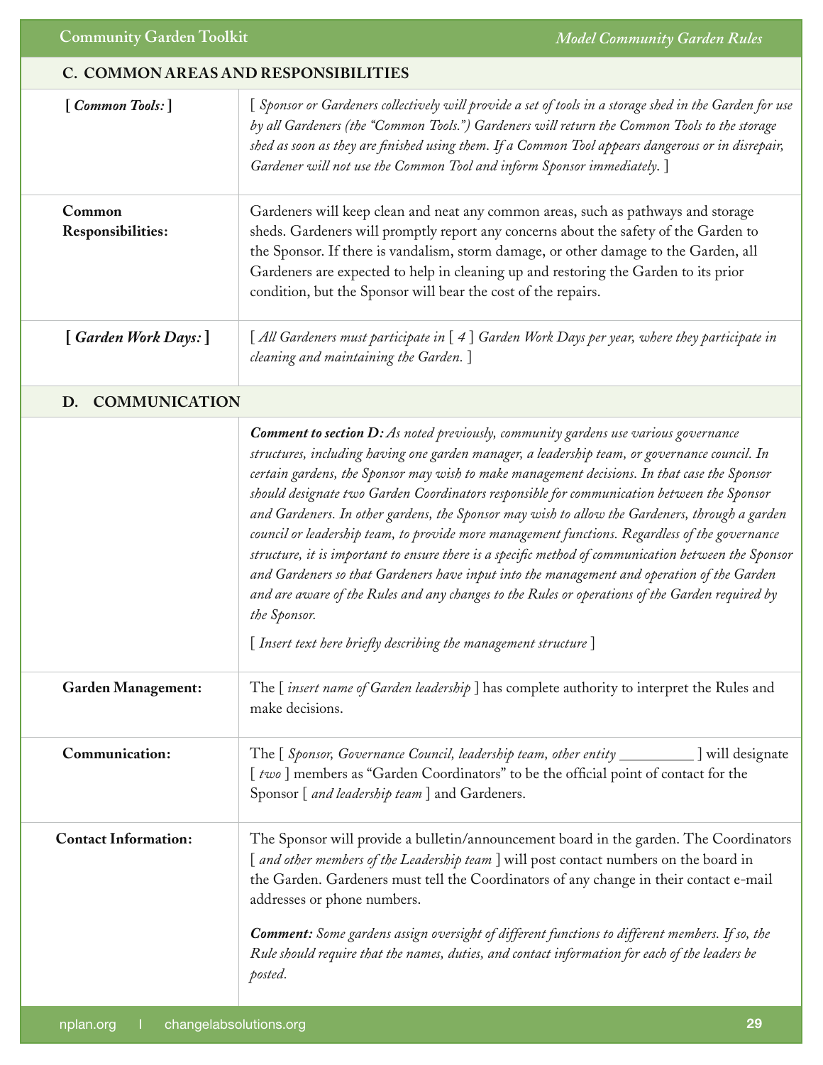## C. COMMON AREAS AND RESPONSIBILITIES

| | |
|---|---|
| **[ *Common Tools:* ]** | [ *Sponsor or Gardeners collectively will provide a set of tools in a storage shed in the Garden for use by all Gardeners (the "Common Tools.") Gardeners will return the Common Tools to the storage shed as soon as they are finished using them. If a Common Tool appears dangerous or in disrepair, Gardener will not use the Common Tool and inform Sponsor immediately.* ] |
| **Common Responsibilities:** | Gardeners will keep clean and neat any common areas, such as pathways and storage sheds. Gardeners will promptly report any concerns about the safety of the Garden to the Sponsor. If there is vandalism, storm damage, or other damage to the Garden, all Gardeners are expected to help in cleaning up and restoring the Garden to its prior condition, but the Sponsor will bear the cost of the repairs. |
| **[ *Garden Work Days:* ]** | [ *All Gardeners must participate in* [ *4* ] *Garden Work Days per year, where they participate in cleaning and maintaining the Garden.* ] |

## D. COMMUNICATION

| | |
|---|---|
| | ***Comment to section D:*** *As noted previously, community gardens use various governance structures, including having one garden manager, a leadership team, or governance council. In certain gardens, the Sponsor may wish to make management decisions. In that case the Sponsor should designate two Garden Coordinators responsible for communication between the Sponsor and Gardeners. In other gardens, the Sponsor may wish to allow the Gardeners, through a garden council or leadership team, to provide more management functions. Regardless of the governance structure, it is important to ensure there is a specific method of communication between the Sponsor and Gardeners so that Gardeners have input into the management and operation of the Garden and are aware of the Rules and any changes to the Rules or operations of the Garden required by the Sponsor.*<br><br>[ *Insert text here briefly describing the management structure* ] |
| **Garden Management:** | The [ *insert name of Garden leadership* ] has complete authority to interpret the Rules and make decisions. |
| **Communication:** | The [ *Sponsor, Governance Council, leadership team, other entity \_\_\_\_\_\_\_\_\_\_* ] will designate [ *two* ] members as "Garden Coordinators" to be the official point of contact for the Sponsor [ *and leadership team* ] and Gardeners. |
| **Contact Information:** | The Sponsor will provide a bulletin/announcement board in the garden. The Coordinators [ *and other members of the Leadership team* ] will post contact numbers on the board in the Garden. Gardeners must tell the Coordinators of any change in their contact e-mail addresses or phone numbers.<br><br>***Comment:*** *Some gardens assign oversight of different functions to different members. If so, the Rule should require that the names, duties, and contact information for each of the leaders be posted.* |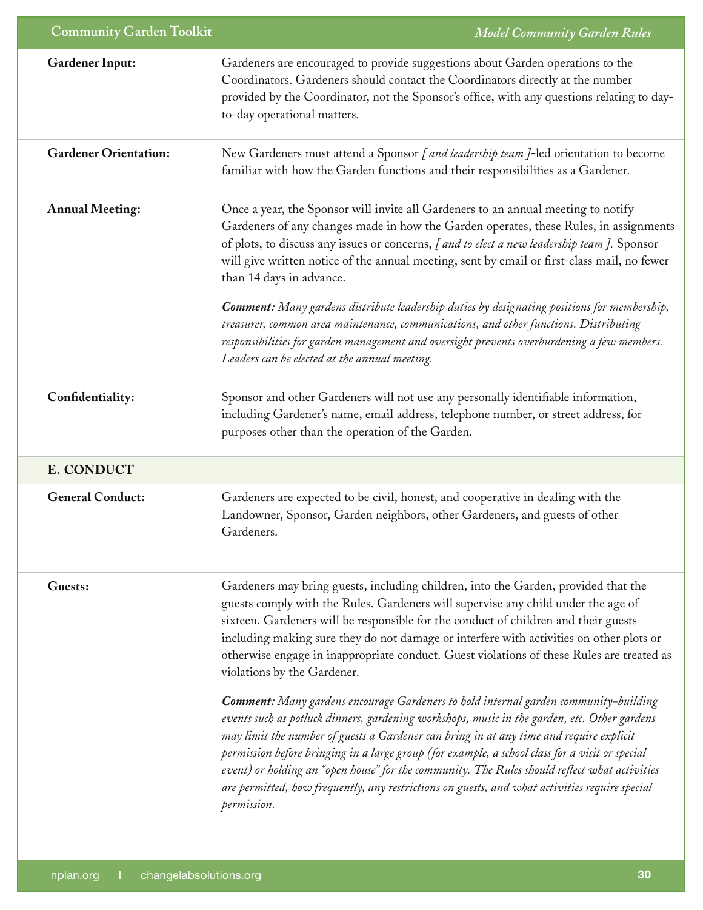| | |
|---|---|
| **Gardener Input:** | Gardeners are encouraged to provide suggestions about Garden operations to the Coordinators. Gardeners should contact the Coordinators directly at the number provided by the Coordinator, not the Sponsor's office, with any questions relating to day-to-day operational matters. |
| **Gardener Orientation:** | New Gardeners must attend a Sponsor *[ and leadership team ]*-led orientation to become familiar with how the Garden functions and their responsibilities as a Gardener. |
| **Annual Meeting:** | Once a year, the Sponsor will invite all Gardeners to an annual meeting to notify Gardeners of any changes made in how the Garden operates, these Rules, in assignments of plots, to discuss any issues or concerns, *[ and to elect a new leadership team ].* Sponsor will give written notice of the annual meeting, sent by email or first-class mail, no fewer than 14 days in advance.<br><br>***Comment:*** *Many gardens distribute leadership duties by designating positions for membership, treasurer, common area maintenance, communications, and other functions. Distributing responsibilities for garden management and oversight prevents overburdening a few members. Leaders can be elected at the annual meeting.* |
| **Confidentiality:** | Sponsor and other Gardeners will not use any personally identifiable information, including Gardener's name, email address, telephone number, or street address, for purposes other than the operation of the Garden. |

## E. CONDUCT

| | |
|---|---|
| **General Conduct:** | Gardeners are expected to be civil, honest, and cooperative in dealing with the Landowner, Sponsor, Garden neighbors, other Gardeners, and guests of other Gardeners. |
| **Guests:** | Gardeners may bring guests, including children, into the Garden, provided that the guests comply with the Rules. Gardeners will supervise any child under the age of sixteen. Gardeners will be responsible for the conduct of children and their guests including making sure they do not damage or interfere with activities on other plots or otherwise engage in inappropriate conduct. Guest violations of these Rules are treated as violations by the Gardener.<br><br>***Comment:*** *Many gardens encourage Gardeners to hold internal garden community-building events such as potluck dinners, gardening workshops, music in the garden, etc. Other gardens may limit the number of guests a Gardener can bring in at any time and require explicit permission before bringing in a large group (for example, a school class for a visit or special event) or holding an "open house" for the community. The Rules should reflect what activities are permitted, how frequently, any restrictions on guests, and what activities require special permission.* |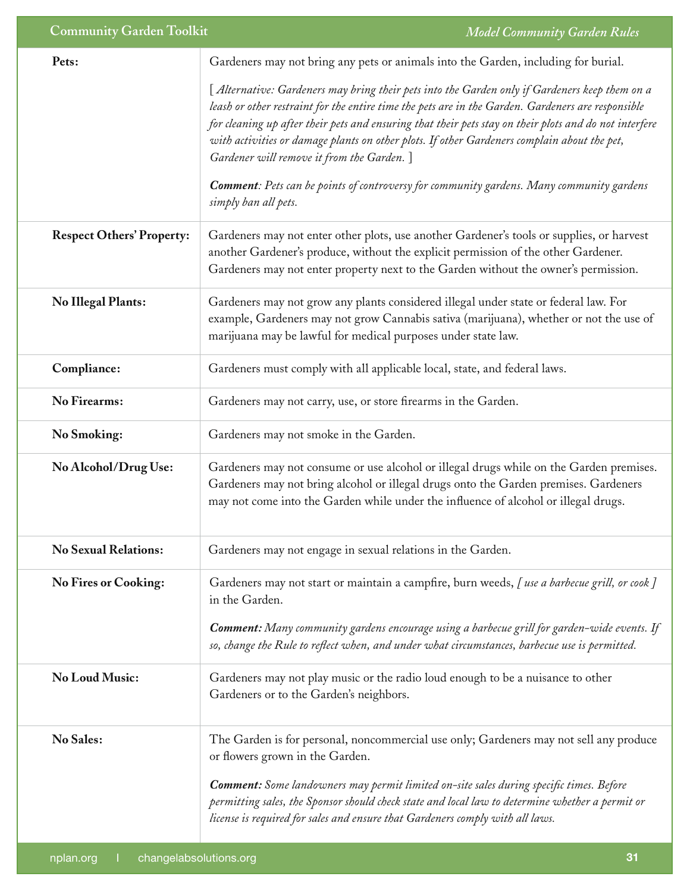| | |
|---|---|
| **Pets:** | Gardeners may not bring any pets or animals into the Garden, including for burial.<br><br>[ *Alternative: Gardeners may bring their pets into the Garden only if Gardeners keep them on a leash or other restraint for the entire time the pets are in the Garden. Gardeners are responsible for cleaning up after their pets and ensuring that their pets stay on their plots and do not interfere with activities or damage plants on other plots. If other Gardeners complain about the pet, Gardener will remove it from the Garden.* ]<br><br>***Comment****: Pets can be points of controversy for community gardens. Many community gardens simply ban all pets.* |
| **Respect Others' Property:** | Gardeners may not enter other plots, use another Gardener's tools or supplies, or harvest another Gardener's produce, without the explicit permission of the other Gardener. Gardeners may not enter property next to the Garden without the owner's permission. |
| **No Illegal Plants:** | Gardeners may not grow any plants considered illegal under state or federal law. For example, Gardeners may not grow Cannabis sativa (marijuana), whether or not the use of marijuana may be lawful for medical purposes under state law. |
| **Compliance:** | Gardeners must comply with all applicable local, state, and federal laws. |
| **No Firearms:** | Gardeners may not carry, use, or store firearms in the Garden. |
| **No Smoking:** | Gardeners may not smoke in the Garden. |
| **No Alcohol/Drug Use:** | Gardeners may not consume or use alcohol or illegal drugs while on the Garden premises. Gardeners may not bring alcohol or illegal drugs onto the Garden premises. Gardeners may not come into the Garden while under the influence of alcohol or illegal drugs. |
| **No Sexual Relations:** | Gardeners may not engage in sexual relations in the Garden. |
| **No Fires or Cooking:** | Gardeners may not start or maintain a campfire, burn weeds, *[ use a barbecue grill, or cook ]* in the Garden.<br><br>***Comment:*** *Many community gardens encourage using a barbecue grill for garden-wide events. If so, change the Rule to reflect when, and under what circumstances, barbecue use is permitted.* |
| **No Loud Music:** | Gardeners may not play music or the radio loud enough to be a nuisance to other Gardeners or to the Garden's neighbors. |
| **No Sales:** | The Garden is for personal, noncommercial use only; Gardeners may not sell any produce or flowers grown in the Garden.<br><br>***Comment:*** *Some landowners may permit limited on-site sales during specific times. Before permitting sales, the Sponsor should check state and local law to determine whether a permit or license is required for sales and ensure that Gardeners comply with all laws.* |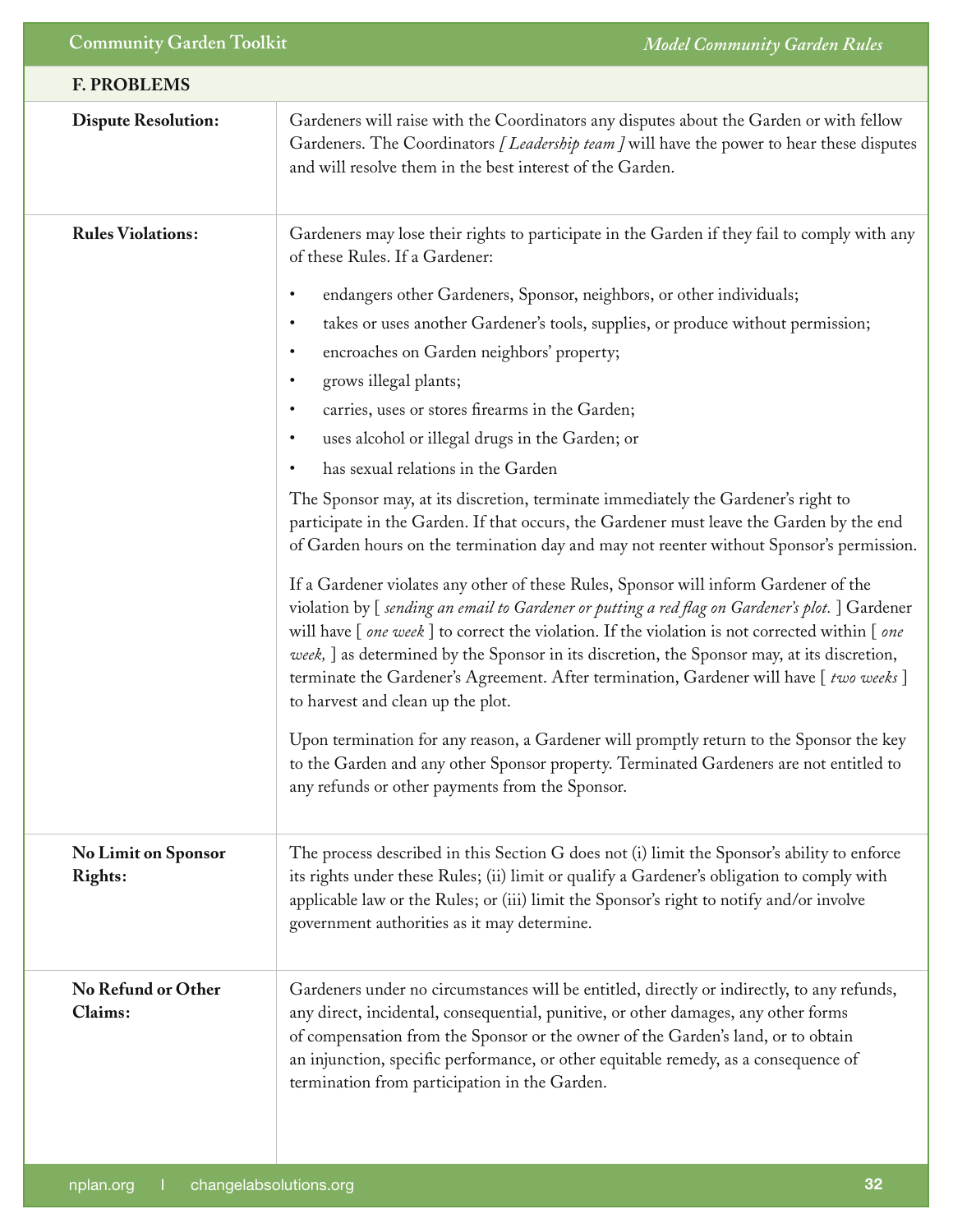## F. PROBLEMS

**Dispute Resolution:**

Gardeners will raise with the Coordinators any disputes about the Garden or with fellow Gardeners. The Coordinators *[ Leadership team ]* will have the power to hear these disputes and will resolve them in the best interest of the Garden.

**Rules Violations:**

Gardeners may lose their rights to participate in the Garden if they fail to comply with any of these Rules. If a Gardener:

- endangers other Gardeners, Sponsor, neighbors, or other individuals;
- takes or uses another Gardener's tools, supplies, or produce without permission;
- encroaches on Garden neighbors' property;
- grows illegal plants;
- carries, uses or stores firearms in the Garden;
- uses alcohol or illegal drugs in the Garden; or
- has sexual relations in the Garden

The Sponsor may, at its discretion, terminate immediately the Gardener's right to participate in the Garden. If that occurs, the Gardener must leave the Garden by the end of Garden hours on the termination day and may not reenter without Sponsor's permission.

If a Gardener violates any other of these Rules, Sponsor will inform Gardener of the violation by [ *sending an email to Gardener or putting a red flag on Gardener's plot.* ] Gardener will have [ *one week* ] to correct the violation. If the violation is not corrected within [ *one week,* ] as determined by the Sponsor in its discretion, the Sponsor may, at its discretion, terminate the Gardener's Agreement. After termination, Gardener will have [ *two weeks* ] to harvest and clean up the plot.

Upon termination for any reason, a Gardener will promptly return to the Sponsor the key to the Garden and any other Sponsor property. Terminated Gardeners are not entitled to any refunds or other payments from the Sponsor.

**No Limit on Sponsor Rights:**

The process described in this Section G does not (i) limit the Sponsor's ability to enforce its rights under these Rules; (ii) limit or qualify a Gardener's obligation to comply with applicable law or the Rules; or (iii) limit the Sponsor's right to notify and/or involve government authorities as it may determine.

**No Refund or Other Claims:**

Gardeners under no circumstances will be entitled, directly or indirectly, to any refunds, any direct, incidental, consequential, punitive, or other damages, any other forms of compensation from the Sponsor or the owner of the Garden's land, or to obtain an injunction, specific performance, or other equitable remedy, as a consequence of termination from participation in the Garden.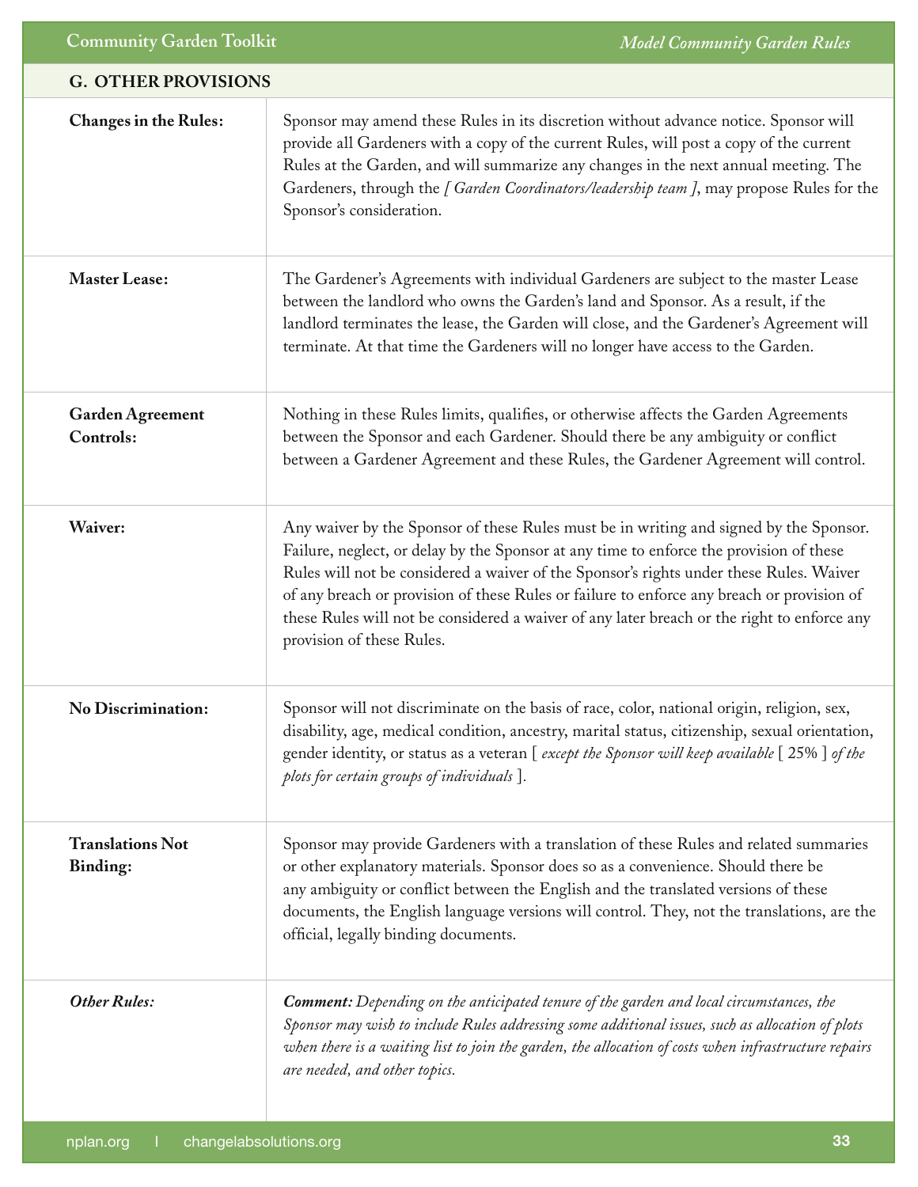## G. OTHER PROVISIONS

| | |
|---|---|
| **Changes in the Rules:** | Sponsor may amend these Rules in its discretion without advance notice. Sponsor will provide all Gardeners with a copy of the current Rules, will post a copy of the current Rules at the Garden, and will summarize any changes in the next annual meeting. The Gardeners, through the *[ Garden Coordinators/leadership team ]*, may propose Rules for the Sponsor's consideration. |
| **Master Lease:** | The Gardener's Agreements with individual Gardeners are subject to the master Lease between the landlord who owns the Garden's land and Sponsor. As a result, if the landlord terminates the lease, the Garden will close, and the Gardener's Agreement will terminate. At that time the Gardeners will no longer have access to the Garden. |
| **Garden Agreement Controls:** | Nothing in these Rules limits, qualifies, or otherwise affects the Garden Agreements between the Sponsor and each Gardener. Should there be any ambiguity or conflict between a Gardener Agreement and these Rules, the Gardener Agreement will control. |
| **Waiver:** | Any waiver by the Sponsor of these Rules must be in writing and signed by the Sponsor. Failure, neglect, or delay by the Sponsor at any time to enforce the provision of these Rules will not be considered a waiver of the Sponsor's rights under these Rules. Waiver of any breach or provision of these Rules or failure to enforce any breach or provision of these Rules will not be considered a waiver of any later breach or the right to enforce any provision of these Rules. |
| **No Discrimination:** | Sponsor will not discriminate on the basis of race, color, national origin, religion, sex, disability, age, medical condition, ancestry, marital status, citizenship, sexual orientation, gender identity, or status as a veteran [ *except the Sponsor will keep available* [ 25% ] *of the plots for certain groups of individuals* ]. |
| **Translations Not Binding:** | Sponsor may provide Gardeners with a translation of these Rules and related summaries or other explanatory materials. Sponsor does so as a convenience. Should there be any ambiguity or conflict between the English and the translated versions of these documents, the English language versions will control. They, not the translations, are the official, legally binding documents. |
| ***Other Rules:*** | ***Comment:*** *Depending on the anticipated tenure of the garden and local circumstances, the Sponsor may wish to include Rules addressing some additional issues, such as allocation of plots when there is a waiting list to join the garden, the allocation of costs when infrastructure repairs are needed, and other topics.* |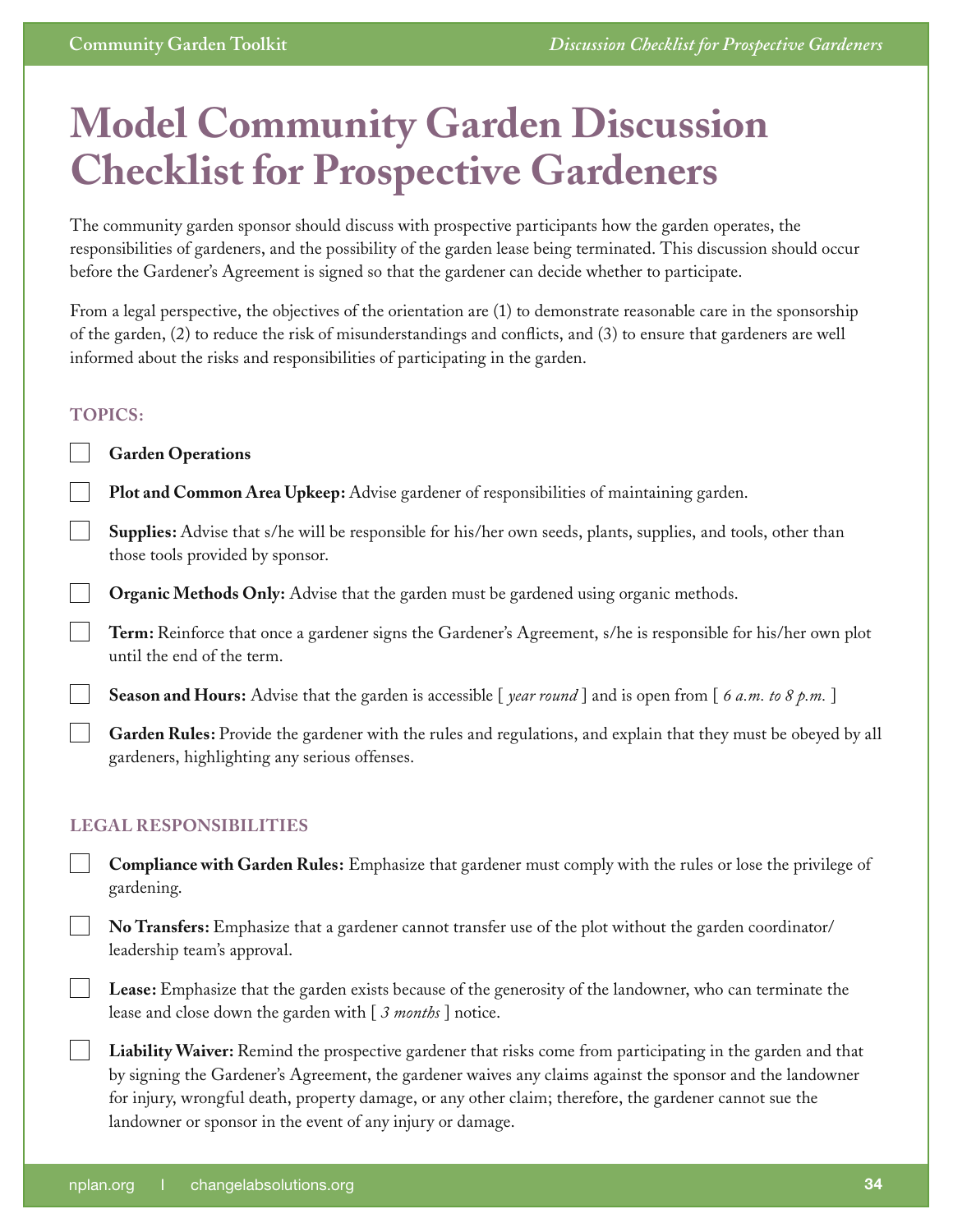# Model Community Garden Discussion Checklist for Prospective Gardeners

The community garden sponsor should discuss with prospective participants how the garden operates, the responsibilities of gardeners, and the possibility of the garden lease being terminated. This discussion should occur before the Gardener's Agreement is signed so that the gardener can decide whether to participate.

From a legal perspective, the objectives of the orientation are (1) to demonstrate reasonable care in the sponsorship of the garden, (2) to reduce the risk of misunderstandings and conflicts, and (3) to ensure that gardeners are well informed about the risks and responsibilities of participating in the garden.

## TOPICS:

- [ ] **Garden Operations**
- [ ] **Plot and Common Area Upkeep:** Advise gardener of responsibilities of maintaining garden.
- [ ] **Supplies:** Advise that s/he will be responsible for his/her own seeds, plants, supplies, and tools, other than those tools provided by sponsor.
- [ ] **Organic Methods Only:** Advise that the garden must be gardened using organic methods.
- [ ] **Term:** Reinforce that once a gardener signs the Gardener's Agreement, s/he is responsible for his/her own plot until the end of the term.
- [ ] **Season and Hours:** Advise that the garden is accessible [ *year round* ] and is open from [ *6 a.m. to 8 p.m.* ]
- [ ] **Garden Rules:** Provide the gardener with the rules and regulations, and explain that they must be obeyed by all gardeners, highlighting any serious offenses.

## LEGAL RESPONSIBILITIES

- [ ] **Compliance with Garden Rules:** Emphasize that gardener must comply with the rules or lose the privilege of gardening.
- [ ] **No Transfers:** Emphasize that a gardener cannot transfer use of the plot without the garden coordinator/leadership team's approval.
- [ ] **Lease:** Emphasize that the garden exists because of the generosity of the landowner, who can terminate the lease and close down the garden with [ *3 months* ] notice.
- [ ] **Liability Waiver:** Remind the prospective gardener that risks come from participating in the garden and that by signing the Gardener's Agreement, the gardener waives any claims against the sponsor and the landowner for injury, wrongful death, property damage, or any other claim; therefore, the gardener cannot sue the landowner or sponsor in the event of any injury or damage.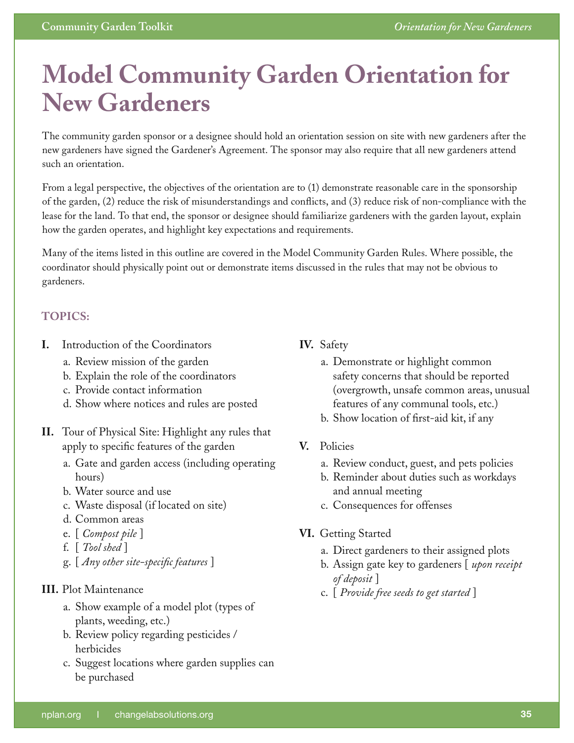# Model Community Garden Orientation for New Gardeners

The community garden sponsor or a designee should hold an orientation session on site with new gardeners after the new gardeners have signed the Gardener's Agreement. The sponsor may also require that all new gardeners attend such an orientation.

From a legal perspective, the objectives of the orientation are to (1) demonstrate reasonable care in the sponsorship of the garden, (2) reduce the risk of misunderstandings and conflicts, and (3) reduce risk of non-compliance with the lease for the land. To that end, the sponsor or designee should familiarize gardeners with the garden layout, explain how the garden operates, and highlight key expectations and requirements.

Many of the items listed in this outline are covered in the Model Community Garden Rules. Where possible, the coordinator should physically point out or demonstrate items discussed in the rules that may not be obvious to gardeners.

## TOPICS:

**I.** Introduction of the Coordinators

- a. Review mission of the garden
- b. Explain the role of the coordinators
- c. Provide contact information
- d. Show where notices and rules are posted

**II.** Tour of Physical Site: Highlight any rules that apply to specific features of the garden

- a. Gate and garden access (including operating hours)
- b. Water source and use
- c. Waste disposal (if located on site)
- d. Common areas
- e. [ *Compost pile* ]
- f. [ *Tool shed* ]
- g. [ *Any other site-specific features* ]

**III.** Plot Maintenance

- a. Show example of a model plot (types of plants, weeding, etc.)
- b. Review policy regarding pesticides / herbicides
- c. Suggest locations where garden supplies can be purchased

**IV.** Safety

- a. Demonstrate or highlight common safety concerns that should be reported (overgrowth, unsafe common areas, unusual features of any communal tools, etc.)
- b. Show location of first-aid kit, if any

**V.** Policies

- a. Review conduct, guest, and pets policies
- b. Reminder about duties such as workdays and annual meeting
- c. Consequences for offenses

**VI.** Getting Started

- a. Direct gardeners to their assigned plots
- b. Assign gate key to gardeners [ *upon receipt of deposit* ]
- c. [ *Provide free seeds to get started* ]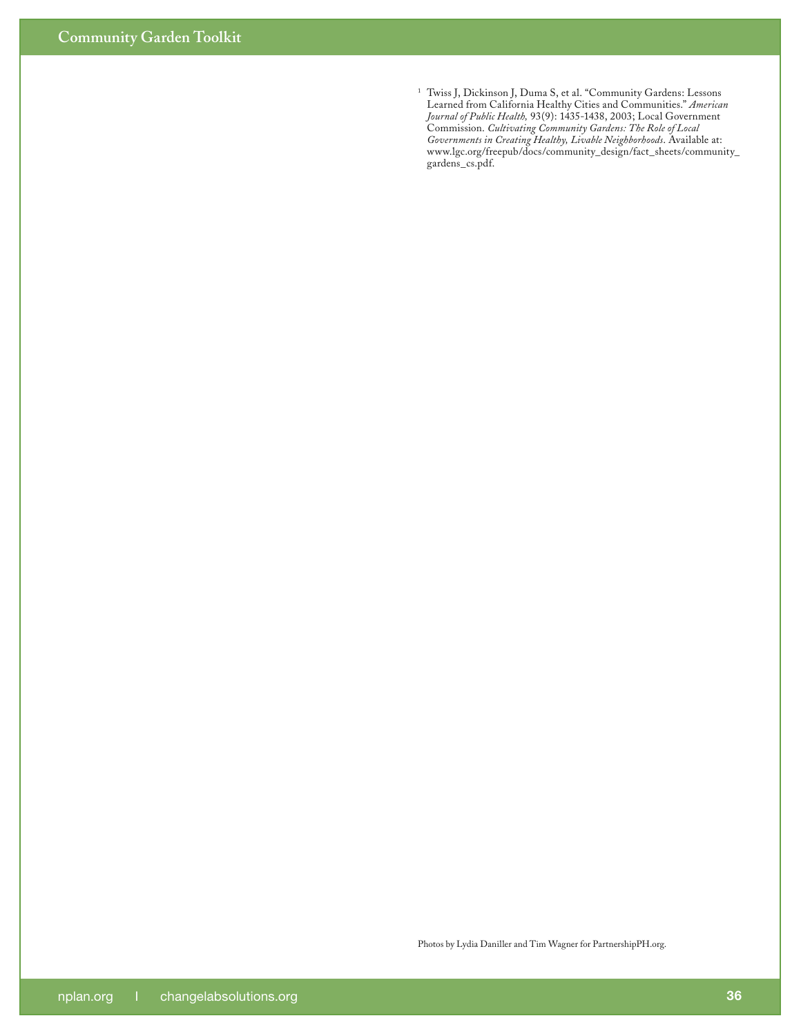[1] Twiss J, Dickinson J, Duma S, et al. "Community Gardens: Lessons Learned from California Healthy Cities and Communities." *American Journal of Public Health,* 93(9): 1435-1438, 2003; Local Government Commission. *Cultivating Community Gardens: The Role of Local Governments in Creating Healthy, Livable Neighborhoods*. Available at: www.lgc.org/freepub/docs/community_design/fact_sheets/community_gardens_cs.pdf.

Photos by Lydia Daniller and Tim Wagner for PartnershipPH.org.